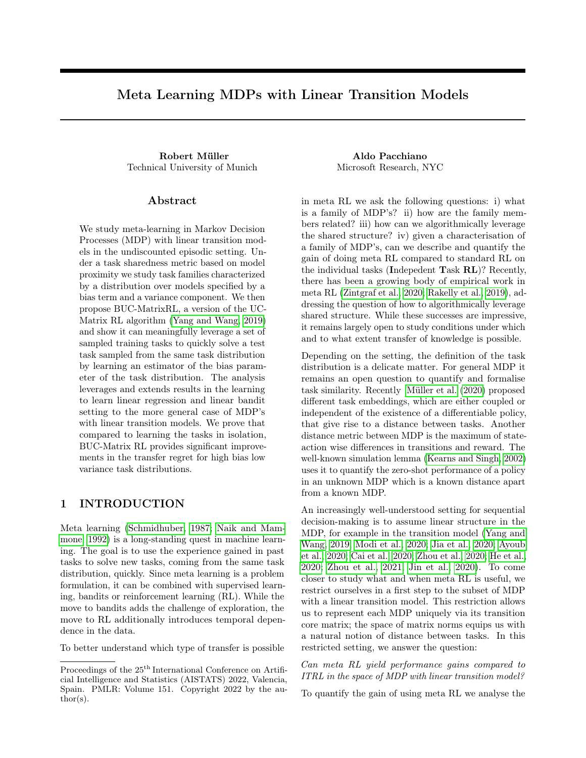# Meta Learning MDPs with Linear Transition Models

**Robert Müller**
Technical University of Munich

**Aldo Pacchiano**
Microsoft Research, NYC

## Abstract

We study meta-learning in Markov Decision Processes (MDP) with linear transition models in the undiscounted episodic setting. Under a task sharedness metric based on model proximity we study task families characterized by a distribution over models specified by a bias term and a variance component. We then propose BUC-MatrixRL, a version of the UC-Matrix RL algorithm (Yang and Wang, 2019) and show it can meaningfully leverage a set of sampled training tasks to quickly solve a test task sampled from the same task distribution by learning an estimator of the bias parameter of the task distribution. The analysis leverages and extends results in the learning to learn linear regression and linear bandit setting to the more general case of MDP's with linear transition models. We prove that compared to learning the tasks in isolation, BUC-Matrix RL provides significant improvements in the transfer regret for high bias low variance task distributions.

## 1 INTRODUCTION

Meta learning (Schmidhuber, 1987; Naik and Mammone, 1992) is a long-standing quest in machine learning. The goal is to use the experience gained in past tasks to solve new tasks, coming from the same task distribution, quickly. Since meta learning is a problem formulation, it can be combined with supervised learning, bandits or reinforcement learning (RL). While the move to bandits adds the challenge of exploration, the move to RL additionally introduces temporal dependence in the data.

To better understand which type of transfer is possible in meta RL we ask the following questions: i) what is a family of MDP's? ii) how are the family members related? iii) how can we algorithmically leverage the shared structure? iv) given a characterisation of a family of MDP's, can we describe and quantify the gain of doing meta RL compared to standard RL on the individual tasks (**I**ndepedent **T**ask **RL**)? Recently, there has been a growing body of empirical work in meta RL (Zintgraf et al., 2020; Rakelly et al., 2019), addressing the question of how to algorithmically leverage shared structure. While these successes are impressive, it remains largely open to study conditions under which and to what extent transfer of knowledge is possible.

Depending on the setting, the definition of the task distribution is a delicate matter. For general MDP it remains an open question to quantify and formalise task similarity. Recently Müller et al. (2020) proposed different task embeddings, which are either coupled or independent of the existence of a differentiable policy, that give rise to a distance between tasks. Another distance metric between MDP is the maximum of state-action wise differences in transitions and reward. The well-known simulation lemma (Kearns and Singh, 2002) uses it to quantify the zero-shot performance of a policy in an unknown MDP which is a known distance apart from a known MDP.

An increasingly well-understood setting for sequential decision-making is to assume linear structure in the MDP, for example in the transition model (Yang and Wang, 2019; Modi et al., 2020; Jia et al., 2020; Ayoub et al., 2020; Cai et al., 2020; Zhou et al., 2020; He et al., 2020; Zhou et al., 2021; Jin et al., 2020). To come closer to study what and when meta RL is useful, we restrict ourselves in a first step to the subset of MDP with a linear transition model. This restriction allows us to represent each MDP uniquely via its transition core matrix; the space of matrix norms equips us with a natural notion of distance between tasks. In this restricted setting, we answer the question:

*Can meta RL yield performance gains compared to ITRL in the space of MDP with linear transition model?*

To quantify the gain of using meta RL we analyse the

---

Proceedings of the 25[th] International Conference on Artificial Intelligence and Statistics (AISTATS) 2022, Valencia, Spain. PMLR: Volume 151. Copyright 2022 by the author(s).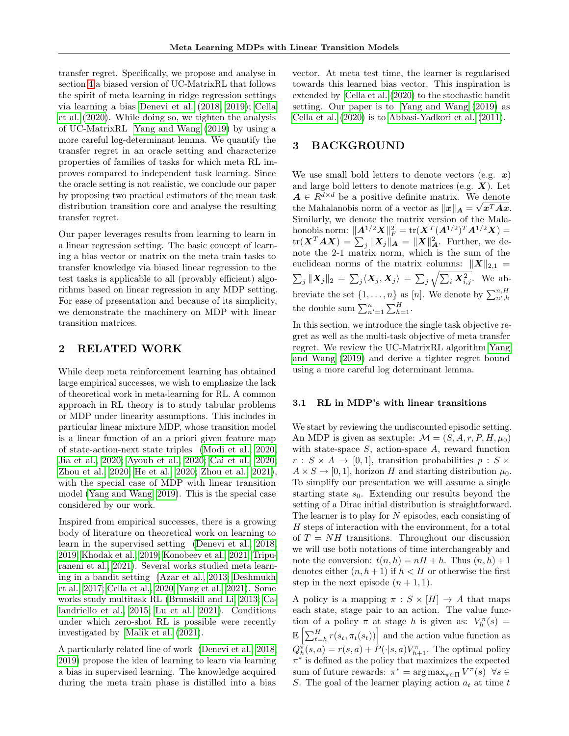transfer regret. Specifically, we propose and analyse in section 4 a biased version of UC-MatrixRL that follows the spirit of meta learning in ridge regression settings via learning a bias Denevi et al. (2018, 2019); Cella et al. (2020). While doing so, we tighten the analysis of UC-MatrixRL Yang and Wang (2019) by using a more careful log-determinant lemma. We quantify the transfer regret in an oracle setting and characterize properties of families of tasks for which meta RL improves compared to independent task learning. Since the oracle setting is not realistic, we conclude our paper by proposing two practical estimators of the mean task distribution transition core and analyse the resulting transfer regret.

Our paper leverages results from learning to learn in a linear regression setting. The basic concept of learning a bias vector or matrix on the meta train tasks to transfer knowledge via biased linear regression to the test tasks is applicable to all (provably efficient) algorithms based on linear regression in any MDP setting. For ease of presentation and because of its simplicity, we demonstrate the machinery on MDP with linear transition matrices.

## 2 RELATED WORK

While deep meta reinforcement learning has obtained large empirical successes, we wish to emphasize the lack of theoretical work in meta-learning for RL. A common approach in RL theory is to study tabular problems or MDP under linearity assumptions. This includes in particular linear mixture MDP, whose transition model is a linear function of an a priori given feature map of state-action-next state triples (Modi et al., 2020; Jia et al., 2020; Ayoub et al., 2020; Cai et al., 2020; Zhou et al., 2020; He et al., 2020; Zhou et al., 2021), with the special case of MDP with linear transition model (Yang and Wang, 2019). This is the special case considered by our work.

Inspired from empirical successes, there is a growing body of literature on theoretical work on learning to learn in the supervised setting (Denevi et al., 2018, 2019; Khodak et al., 2019; Konobeev et al., 2021; Tripuraneni et al., 2021). Several works studied meta learning in a bandit setting (Azar et al., 2013; Deshmukh et al., 2017; Cella et al., 2020; Yang et al., 2021). Some works study multitask RL (Brunskill and Li, 2013; Calandriello et al., 2015; Lu et al., 2021). Conditions under which zero-shot RL is possible were recently investigated by Malik et al. (2021).

A particularly related line of work (Denevi et al., 2018, 2019) propose the idea of learning to learn via learning a bias in supervised learning. The knowledge acquired during the meta train phase is distilled into a bias vector. At meta test time, the learner is regularised towards this learned bias vector. This inspiration is extended by Cella et al. (2020) to the stochastic bandit setting. Our paper is to Yang and Wang (2019) as Cella et al. (2020) is to Abbasi-Yadkori et al. (2011).

## 3 BACKGROUND

We use small bold letters to denote vectors (e.g. $\boldsymbol{x}$) and large bold letters to denote matrices (e.g. $\boldsymbol{X}$). Let $\boldsymbol{A} \in R^{d\times d}$ be a positive definite matrix. We denote the Mahalanobis norm of a vector as $\|\boldsymbol{x}\|_{\boldsymbol{A}} = \sqrt{\boldsymbol{x}^T\boldsymbol{A}\boldsymbol{x}}$. Similarly, we denote the matrix version of the Mahalonobis norm: $\|\boldsymbol{A}^{1/2}\boldsymbol{X}\|_F^2 = \text{tr}(\boldsymbol{X}^T(\boldsymbol{A}^{1/2})^T\boldsymbol{A}^{1/2}\boldsymbol{X}) = \text{tr}(\boldsymbol{X}^T\boldsymbol{A}\boldsymbol{X}) = \sum_j \|\boldsymbol{X}_j\|_{\boldsymbol{A}} = \|\boldsymbol{X}\|_{\boldsymbol{A}}^2$. Further, we denote the 2-1 matrix norm, which is the sum of the euclidean norms of the matrix columns: $\|\boldsymbol{X}\|_{2,1} = \sum_j \|\boldsymbol{X}_j\|_2 = \sum_j \langle \boldsymbol{X}_j, \boldsymbol{X}_j \rangle = \sum_j \sqrt{\sum_i \boldsymbol{X}_{i,j}^2}$. We abbreviate the set $\{1,\ldots,n\}$ as $[n]$. We denote by $\sum_{n',h}^{n,H}$ the double sum $\sum_{n'=1}^{n}\sum_{h=1}^{H}$.

In this section, we introduce the single task objective regret as well as the multi-task objective of meta transfer regret. We review the UC-MatrixRL algorithm Yang and Wang (2019) and derive a tighter regret bound using a more careful log determinant lemma.

### 3.1 RL in MDP's with linear transitions

We start by reviewing the undiscounted episodic setting. An MDP is given as sextuple: $\mathcal{M} = (S, A, r, P, H, \mu_0)$ with state-space $S$, action-space $A$, reward function $r : S \times A \to [0, 1]$, transition probabilities $p : S \times A \times S \to [0, 1]$, horizon $H$ and starting distribution $\mu_0$. To simplify our presentation we will assume a single starting state $s_0$. Extending our results beyond the setting of a Dirac initial distribution is straightforward. The learner is to play for $N$ episodes, each consisting of $H$ steps of interaction with the environment, for a total of $T = NH$ transitions. Throughout our discussion we will use both notations of time interchangeably and note the conversion: $t(n, h) = nH + h$. Thus $(n, h) + 1$ denotes either $(n, h + 1)$ if $h < H$ or otherwise the first step in the next episode $(n + 1, 1)$.

A policy is a mapping $\pi : S \times [H] \to A$ that maps each state, stage pair to an action. The value function of a policy $\pi$ at stage $h$ is given as: $V_h^\pi(s) = \mathbb{E}\left[\sum_{t=h}^{H} r(s_t, \pi_t(s_t))\right]$ and the action value function as $Q_h^\pi(s, a) = r(s, a) + P(\cdot|s, a)V_{h+1}^\pi$. The optimal policy $\pi^*$ is defined as the policy that maximizes the expected sum of future rewards: $\pi^* = \arg\max_{\pi\in\Pi} V^\pi(s) \ \ \forall s \in S$. The goal of the learner playing action $a_t$ at time $t$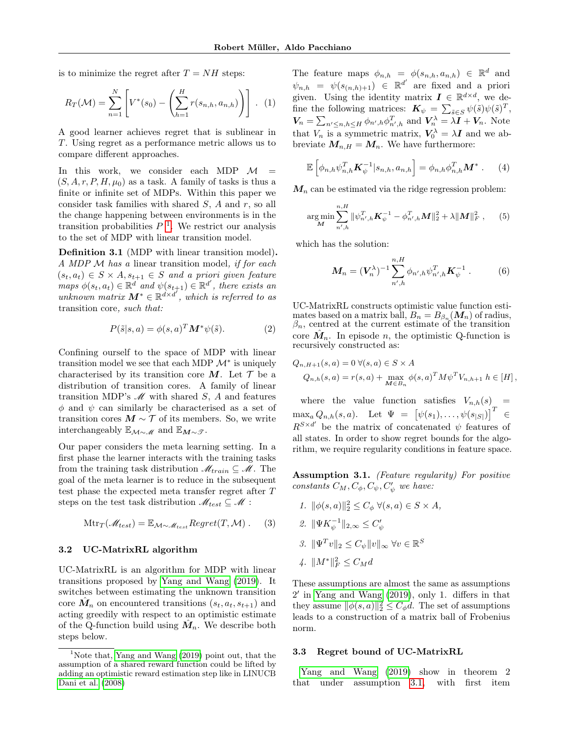is to minimize the regret after $T = NH$ steps:

$$R_T(\mathcal{M}) = \sum_{n=1}^{N} \left[ V^*(s_0) - \left( \sum_{h=1}^{H} r(s_{n,h}, a_{n,h}) \right) \right] . \quad (1)$$

A good learner achieves regret that is sublinear in $T$. Using regret as a performance metric allows us to compare different approaches.

In this work, we consider each MDP $\mathcal{M} = (S, A, r, P, H, \mu_0)$ as a task. A family of tasks is thus a finite or infinite set of MDPs. Within this paper we consider task families with shared $S$, $A$ and $r$, so all the change happening between environments is in the transition probabilities $P$ [1]. We restrict our analysis to the set of MDP with linear transition model.

**Definition 3.1** (MDP with linear transition model)**.** *A MDP $\mathcal{M}$ has a* linear transition model, *if for each $(s_t, a_t) \in S \times A, s_{t+1} \in S$ and a priori given feature maps $\phi(s_t, a_t) \in \mathbb{R}^d$ and $\psi(s_{t+1}) \in \mathbb{R}^{d'}$, there exists an unknown matrix $\boldsymbol{M}^* \in \mathbb{R}^{d \times d'}$, which is referred to as* transition core*, such that:*

$$P(\tilde{s}|s, a) = \phi(s, a)^T \boldsymbol{M}^* \psi(\tilde{s}). \quad (2)$$

Confining ourself to the space of MDP with linear transition model we see that each MDP $\mathcal{M}^*$ is uniquely characterised by its transition core $\boldsymbol{M}$. Let $\mathcal{T}$ be a distribution of transition cores. A family of linear transition MDP's $\mathscr{M}$ with shared $S$, $A$ and features $\phi$ and $\psi$ can similarly be characterised as a set of transition cores $\boldsymbol{M} \sim \mathcal{T}$ of its members. So, we write interchangeably $\mathbb{E}_{\mathcal{M} \sim \mathscr{M}}$ and $\mathbb{E}_{\boldsymbol{M} \sim \mathscr{T}}$.

Our paper considers the meta learning setting. In a first phase the learner interacts with the training tasks from the training task distribution $\mathscr{M}_{train} \subseteq \mathscr{M}$. The goal of the meta learner is to reduce in the subsequent test phase the expected meta transfer regret after $T$ steps on the test task distribution $\mathscr{M}_{test} \subseteq \mathscr{M}$ :

$$\mathrm{Mtr}_T(\mathscr{M}_{test}) = \mathbb{E}_{\mathcal{M} \sim \mathscr{M}_{test}} Regret(T, \mathcal{M}) . \quad (3)$$

### 3.2 UC-MatrixRL algorithm

UC-MatrixRL is an algorithm for MDP with linear transitions proposed by Yang and Wang (2019). It switches between estimating the unknown transition core $\hat{\boldsymbol{M}}_n$ on encountered transitions $(s_t, a_t, s_{t+1})$ and acting greedily with respect to an optimistic estimate of the Q-function build using $\hat{\boldsymbol{M}}_n$. We describe both steps below.

[1] Note that, Yang and Wang (2019) point out, that the assumption of a shared reward function could be lifted by adding an optimistic reward estimation step like in LINUCB Dani et al. (2008)

The feature maps $\phi_{n,h} = \phi(s_{n,h}, a_{n,h}) \in \mathbb{R}^d$ and $\psi_{n,h} = \psi(s_{(n,h)+1}) \in \mathbb{R}^{d'}$ are fixed and a priori given. Using the identity matrix $\boldsymbol{I} \in \mathbb{R}^{d \times d}$, we define the following matrices: $\boldsymbol{K}_\psi = \sum_{\tilde{s} \in S} \psi(\tilde{s})\psi(\tilde{s})^T$, $\boldsymbol{V}_n = \sum_{n' \leq n, h \leq H} \phi_{n',h}\phi_{n',h}^T$ and $\boldsymbol{V}_n^\lambda = \lambda \boldsymbol{I} + \boldsymbol{V}_n$. Note that $V_n$ is a symmetric matrix, $\boldsymbol{V}_0^\lambda = \lambda \boldsymbol{I}$ and we abbreviate $\boldsymbol{M}_{n,H} = \boldsymbol{M}_n$. We have furthermore:

$$\mathbb{E}\left[ \phi_{n,h} \psi_{n,h}^T \boldsymbol{K}_\psi^{-1} | s_{n,h}, a_{n,h} \right] = \phi_{n,h} \phi_{n,h}^T \boldsymbol{M}^* . \quad (4)$$

$\boldsymbol{M}_n$ can be estimated via the ridge regression problem:

$$\arg\min_{\boldsymbol{M}} \sum_{n',h}^{n,H} \| \psi_{n',h}^T \boldsymbol{K}_\psi^{-1} - \phi_{n',h}^T \boldsymbol{M} \|_2^2 + \lambda \|\boldsymbol{M}\|_F^2 , \quad (5)$$

which has the solution:

$$\boldsymbol{M}_n = (\boldsymbol{V}_n^\lambda)^{-1} \sum_{n',h}^{n,H} \phi_{n',h} \psi_{n',h}^T \boldsymbol{K}_\psi^{-1} . \quad (6)$$

UC-MatrixRL constructs optimistic value function estimates based on a matrix ball, $B_n = B_{\beta_n}(\boldsymbol{M}_n)$ of radius, $\beta_n$, centred at the current estimate of the transition core $\hat{\boldsymbol{M}}_n$. In episode $n$, the optimistic Q-function is recursively constructed as:

$$Q_{n,H+1}(s, a) = 0 \; \forall (s, a) \in S \times A$$
$$Q_{n,h}(s, a) = r(s, a) + \max_{\boldsymbol{M} \in B_n} \phi(s, a)^T M \psi^T V_{n,h+1} \; h \in [H] ,$$

where the value function satisfies $V_{n,h}(s) = \max_a Q_{n,h}(s, a)$. Let $\Psi = \left[\psi(s_1), \ldots, \psi(s_{|S|})\right]^T \in R^{S \times d'}$ be the matrix of concatenated $\psi$ features of all states. In order to show regret bounds for the algorithm, we require regularity conditions in feature space.

**Assumption 3.1.** *(Feature regularity) For positive constants $C_M, C_\phi, C_\psi, C'_\psi$ we have:*

1. $\|\phi(s, a)\|_2^2 \leq C_\phi \; \forall (s, a) \in S \times A,$
2. $\|\Psi K_\psi^{-1}\|_{2,\infty} \leq C'_\psi$
3. $\|\Psi^T v\|_2 \leq C_\psi \|v\|_\infty \; \forall v \in \mathbb{R}^S$
4. $\|M^*\|_F^2 \leq C_M d$

These assumptions are almost the same as assumptions 2′ in Yang and Wang (2019), only 1. differs in that they assume $\|\phi(s, a)\|_2^2 \leq C_\phi d$. The set of assumptions leads to a construction of a matrix ball of Frobenius norm.

### 3.3 Regret bound of UC-MatrixRL

Yang and Wang (2019) show in theorem 2 that under assumption 3.1, with first item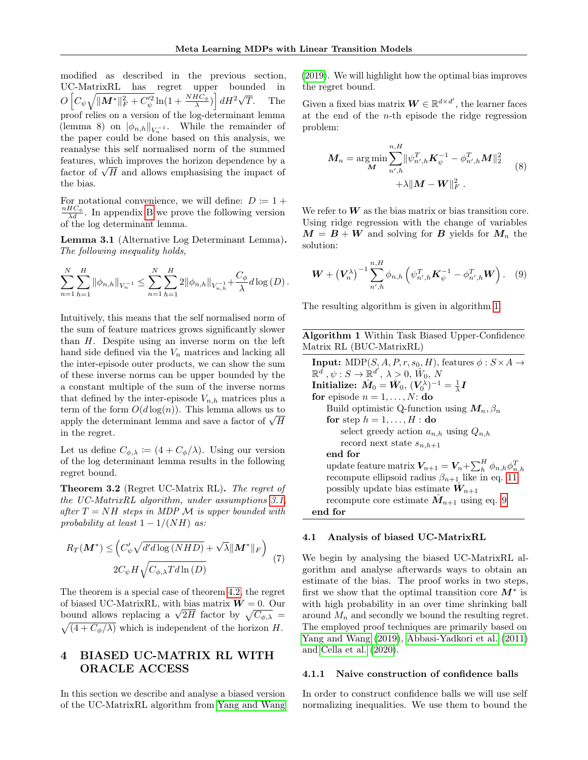modified as described in the previous section, UC-MatrixRL has regret upper bounded in $O\left[C_\psi\sqrt{\|\boldsymbol{M}^*\|_F^2 + C_\psi'^2 \ln(1+\frac{NHC_\phi}{\lambda})}\right] dH^2\sqrt{T}$. The proof relies on a version of the log-determinant lemma (lemma 8) on $|\phi_{n,h}\|_{V_n^{-1}}$. While the remainder of the paper could be done based on this analysis, we reanalyse this self normalised norm of the summed features, which improves the horizon dependence by a factor of $\sqrt{H}$ and allows emphasising the impact of the bias.

For notational convenience, we will define: $D := 1 + \frac{nHC_\phi}{\lambda d}$. In appendix B we prove the following version of the log determinant lemma.

**Lemma 3.1** (Alternative Log Determinant Lemma)**.** *The following inequality holds,*

$$\sum_{n=1}^{N}\sum_{h=1}^{H}\|\phi_{n,h}\|_{V_n^{-1}} \leq \sum_{n=1}^{N}\sum_{h=1}^{H} 2\|\phi_{n,h}\|_{V_{n,h}^{-1}} + \frac{C_\phi}{\lambda} d\log(D).$$

Intuitively, this means that the self normalised norm of the sum of feature matrices grows significantly slower than $H$. Despite using an inverse norm on the left hand side defined via the $V_n$ matrices and lacking all the inter-episode outer products, we can show the sum of these inverse norms can be upper bounded by the a constant multiple of the sum of the inverse norms that defined by the inter-episode $V_{n,h}$ matrices plus a term of the form $O(d\log(n))$. This lemma allows us to apply the determinant lemma and save a factor of $\sqrt{H}$ in the regret.

Let us define $C_{\phi,\lambda} := (4 + C_\phi/\lambda)$. Using our version of the log determinant lemma results in the following regret bound.

**Theorem 3.2** (Regret UC-Matrix RL)**.** *The regret of the UC-MatrixRL algorithm, under assumptions 3.1, after $T = NH$ steps in MDP $\mathcal{M}$ is upper bounded with probability at least $1 - 1/(NH)$ as:*

$$R_T(\boldsymbol{M}^*) \leq \left(C_\psi'\sqrt{d'd\log(NHD)} + \sqrt{\lambda}\|\boldsymbol{M}^*\|_F\right) 2C_\psi H\sqrt{C_{\phi,\lambda} T d \ln(D)} \tag{7}$$

The theorem is a special case of theorem 4.2, the regret of biased UC-MatrixRL, with bias matrix $\boldsymbol{W} = 0$. Our bound allows replacing a $\sqrt{2H}$ factor by $\sqrt{C_{\phi,\lambda}} = \sqrt{(4 + C_\phi/\lambda)}$ which is independent of the horizon $H$.

# 4 BIASED UC-MATRIX RL WITH ORACLE ACCESS

In this section we describe and analyse a biased version of the UC-MatrixRL algorithm from Yang and Wang (2019). We will highlight how the optimal bias improves the regret bound.

Given a fixed bias matrix $\boldsymbol{W} \in \mathbb{R}^{d\times d'}$, the learner faces at the end of the $n$-th episode the ridge regression problem:

$$\boldsymbol{M}_n = \arg\min_{\boldsymbol{M}} \sum_{n',h}^{n,H} \|\psi_{n',h}^T \boldsymbol{K}_\psi^{-1} - \phi_{n',h}^T \boldsymbol{M}\|_2^2 + \lambda\|\boldsymbol{M} - \boldsymbol{W}\|_F^2 \,. \tag{8}$$

We refer to $\boldsymbol{W}$ as the bias matrix or bias transition core. Using ridge regression with the change of variables $\boldsymbol{M} = \boldsymbol{B} + \boldsymbol{W}$ and solving for $\boldsymbol{B}$ yields for $\boldsymbol{M}_n$ the solution:

$$\boldsymbol{W} + \left(\boldsymbol{V}_n^\lambda\right)^{-1} \sum_{n',h}^{n,H} \phi_{n,h}\left(\psi_{n',h}^T \boldsymbol{K}_\psi^{-1} - \phi_{n',h}^T \boldsymbol{W}\right). \tag{9}$$

The resulting algorithm is given in algorithm 1.

**Algorithm 1** Within Task Biased Upper-Confidence Matrix RL (BUC-MatrixRL)

```
Input: MDP(S, A, P, r, s_0, H), features φ : S×A → R^d, ψ : S → R^{d'}, λ > 0, Ŵ_0, N
Initialize: M̂_0 = Ŵ_0, (V_0^λ)^{-1} = (1/λ) I
for episode n = 1, ..., N: do
    Build optimistic Q-function using M_n, β_n
    for step h = 1, ..., H : do
        select greedy action a_{n,h} using Q_{n,h}
        record next state s_{n,h+1}
    end for
    update feature matrix V_{n+1} = V_n + Σ_h^H φ_{n,h} φ_{n,h}^T
    recompute ellipsoid radius β_{n+1} like in eq. 11
    possibly update bias estimate Ŵ_{n+1}
    recompute core estimate M̂_{n+1} using eq. 9
end for
```

## 4.1 Analysis of biased UC-MatrixRL

We begin by analysing the biased UC-MatrixRL algorithm and analyse afterwards ways to obtain an estimate of the bias. The proof works in two steps, first we show that the optimal transition core $\boldsymbol{M}^*$ is with high probability in an over time shrinking ball around $M_n$ and secondly we bound the resulting regret. The employed proof techniques are primarily based on Yang and Wang (2019), Abbasi-Yadkori et al. (2011) and Cella et al. (2020).

### 4.1.1 Naive construction of confidence balls

In order to construct confidence balls we will use self normalizing inequalities. We use them to bound the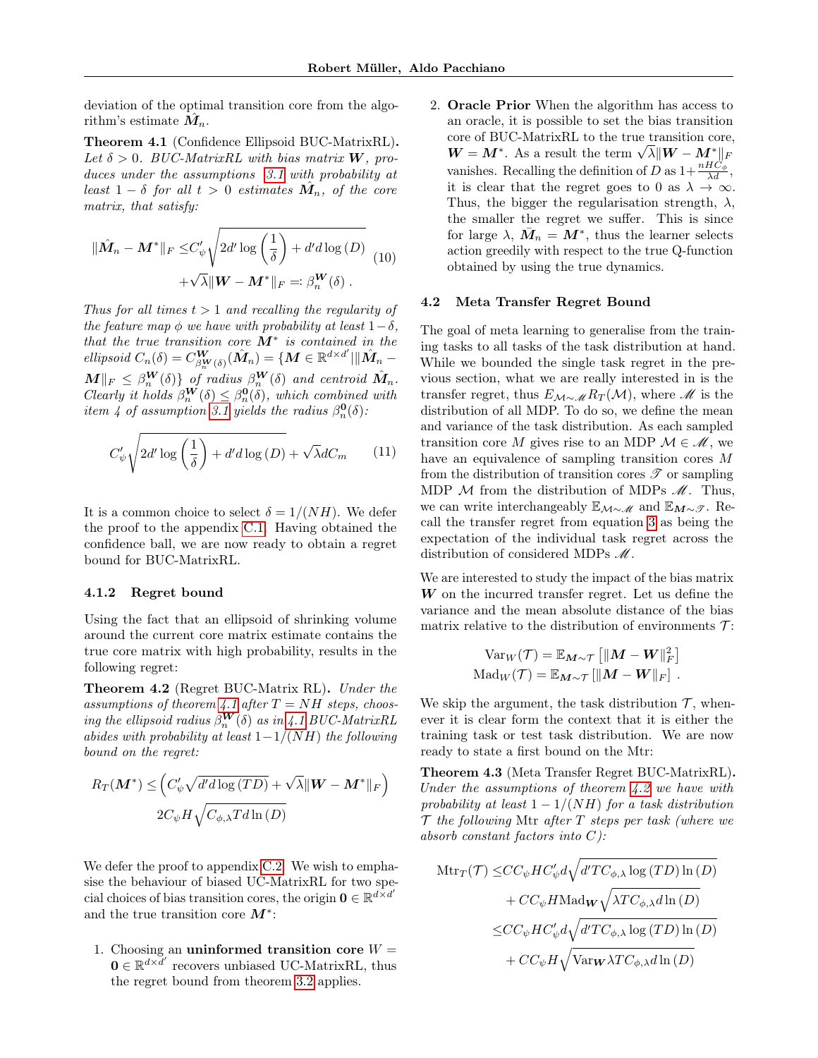deviation of the optimal transition core from the algorithm's estimate $\hat{\boldsymbol{M}}_n$.

**Theorem 4.1** (Confidence Ellipsoid BUC-MatrixRL)**.** *Let $\delta > 0$. BUC-MatrixRL with bias matrix $\boldsymbol{W}$, produces under the assumptions 3.1 with probability at least $1-\delta$ for all $t > 0$ estimates $\hat{\boldsymbol{M}}_n$, of the core matrix, that satisfy:*

$$
\begin{aligned}
\|\hat{\boldsymbol{M}}_n - \boldsymbol{M}^*\|_F \leq & C'_\psi \sqrt{2d' \log\left(\frac{1}{\delta}\right) + d'd\log(D)} \\
& + \sqrt{\lambda}\|\boldsymbol{W} - \boldsymbol{M}^*\|_F =: \beta_n^{\boldsymbol{W}}(\delta) \,.
\end{aligned} \tag{10}
$$

*Thus for all times $t > 1$ and recalling the regularity of the feature map $\phi$ we have with probability at least $1-\delta$, that the true transition core $\boldsymbol{M}^*$ is contained in the ellipsoid $C_n(\delta) = C^{\boldsymbol{W}}_{\beta_n^{\boldsymbol{W}}(\delta)}(\hat{\boldsymbol{M}}_n) = \{\boldsymbol{M} \in \mathbb{R}^{d\times d'} | \|\hat{\boldsymbol{M}}_n - \boldsymbol{M}\|_F \leq \beta_n^{\boldsymbol{W}}(\delta)\}$ of radius $\beta_n^{\boldsymbol{W}}(\delta)$ and centroid $\hat{\boldsymbol{M}}_n$. Clearly it holds $\beta_n^{\boldsymbol{W}}(\delta) \leq \beta_n^{\boldsymbol{0}}(\delta)$, which combined with item 4 of assumption 3.1 yields the radius $\beta_n^{\boldsymbol{0}}(\delta)$:*

$$
C'_\psi \sqrt{2d' \log\left(\frac{1}{\delta}\right) + d'd\log(D)} + \sqrt{\lambda} dC_m \tag{11}
$$

It is a common choice to select $\delta = 1/(NH)$. We defer the proof to the appendix C.1. Having obtained the confidence ball, we are now ready to obtain a regret bound for BUC-MatrixRL.

#### 4.1.2 Regret bound

Using the fact that an ellipsoid of shrinking volume around the current core matrix estimate contains the true core matrix with high probability, results in the following regret:

**Theorem 4.2** (Regret BUC-Matrix RL)**.** *Under the assumptions of theorem 4.1 after $T = NH$ steps, choosing the ellipsoid radius $\beta_n^{\boldsymbol{W}}(\delta)$ as in 4.1 BUC-MatrixRL abides with probability at least $1 - 1/(NH)$ the following bound on the regret:*

$$
\begin{aligned}
R_T(\boldsymbol{M}^*) \leq & \left( C'_\psi \sqrt{d'd\log(TD)} + \sqrt{\lambda}\|\boldsymbol{W} - \boldsymbol{M}^*\|_F \right) \\
& 2C_\psi H \sqrt{C_{\phi,\lambda} T d \ln(D)}
\end{aligned}
$$

We defer the proof to appendix C.2. We wish to emphasise the behaviour of biased UC-MatrixRL for two special choices of bias transition cores, the origin $\boldsymbol{0} \in \mathbb{R}^{d\times d'}$ and the true transition core $\boldsymbol{M}^*$:

1. Choosing an **uninformed transition core** $W = \boldsymbol{0} \in \mathbb{R}^{d\times d'}$ recovers unbiased UC-MatrixRL, thus the regret bound from theorem 3.2 applies.
2. **Oracle Prior** When the algorithm has access to an oracle, it is possible to set the bias transition core of BUC-MatrixRL to the true transition core, $\boldsymbol{W} = \boldsymbol{M}^*$. As a result the term $\sqrt{\lambda}\|\boldsymbol{W} - \boldsymbol{M}^*\|_F$ vanishes. Recalling the definition of $D$ as $1 + \frac{nHC_\phi}{\lambda d}$, it is clear that the regret goes to 0 as $\lambda \to \infty$. Thus, the bigger the regularisation strength, $\lambda$, the smaller the regret we suffer. This is since for large $\lambda$, $\bar{\boldsymbol{M}}_n = \boldsymbol{M}^*$, thus the learner selects action greedily with respect to the true Q-function obtained by using the true dynamics.

### 4.2 Meta Transfer Regret Bound

The goal of meta learning to generalise from the training tasks to all tasks of the task distribution at hand. While we bounded the single task regret in the previous section, what we are really interested in is the transfer regret, thus $E_{\mathcal{M}\sim\mathscr{M}} R_T(\mathcal{M})$, where $\mathscr{M}$ is the distribution of all MDP. To do so, we define the mean and variance of the task distribution. As each sampled transition core $M$ gives rise to an MDP $\mathcal{M} \in \mathscr{M}$, we have an equivalence of sampling transition cores $M$ from the distribution of transition cores $\mathscr{T}$ or sampling MDP $\mathcal{M}$ from the distribution of MDPs $\mathscr{M}$. Thus, we can write interchangeably $\mathbb{E}_{\mathcal{M}\sim\mathscr{M}}$ and $\mathbb{E}_{\boldsymbol{M}\sim\mathscr{T}}$. Recall the transfer regret from equation 3 as being the expectation of the individual task regret across the distribution of considered MDPs $\mathscr{M}$.

We are interested to study the impact of the bias matrix $\boldsymbol{W}$ on the incurred transfer regret. Let us define the variance and the mean absolute distance of the bias matrix relative to the distribution of environments $\mathcal{T}$:

$$
\begin{aligned}
\mathrm{Var}_W(\mathcal{T}) &= \mathbb{E}_{\boldsymbol{M}\sim\mathcal{T}}\left[\|\boldsymbol{M} - \boldsymbol{W}\|_F^2\right] \\
\mathrm{Mad}_W(\mathcal{T}) &= \mathbb{E}_{\boldsymbol{M}\sim\mathcal{T}}\left[\|\boldsymbol{M} - \boldsymbol{W}\|_F\right] \,.
\end{aligned}
$$

We skip the argument, the task distribution $\mathcal{T}$, whenever it is clear form the context that it is either the training task or test task distribution. We are now ready to state a first bound on the Mtr:

**Theorem 4.3** (Meta Transfer Regret BUC-MatrixRL)**.** *Under the assumptions of theorem 4.2 we have with probability at least $1 - 1/(NH)$ for a task distribution $\mathcal{T}$ the following* Mtr *after $T$ steps per task (where we absorb constant factors into $C$):*

$$
\begin{aligned}
\mathrm{Mtr}_T(\mathcal{T}) \leq & CC_\psi H C'_\psi d\sqrt{d'TC_{\phi,\lambda}\log(TD)\ln(D)} \\
& + CC_\psi H \mathrm{Mad}_{\boldsymbol{W}} \sqrt{\lambda T C_{\phi,\lambda} d\ln(D)} \\
\leq & CC_\psi H C'_\psi d\sqrt{d'TC_{\phi,\lambda}\log(TD)\ln(D)} \\
& + CC_\psi H \sqrt{\mathrm{Var}_{\boldsymbol{W}} \lambda T C_{\phi,\lambda} d\ln(D)}
\end{aligned}
$$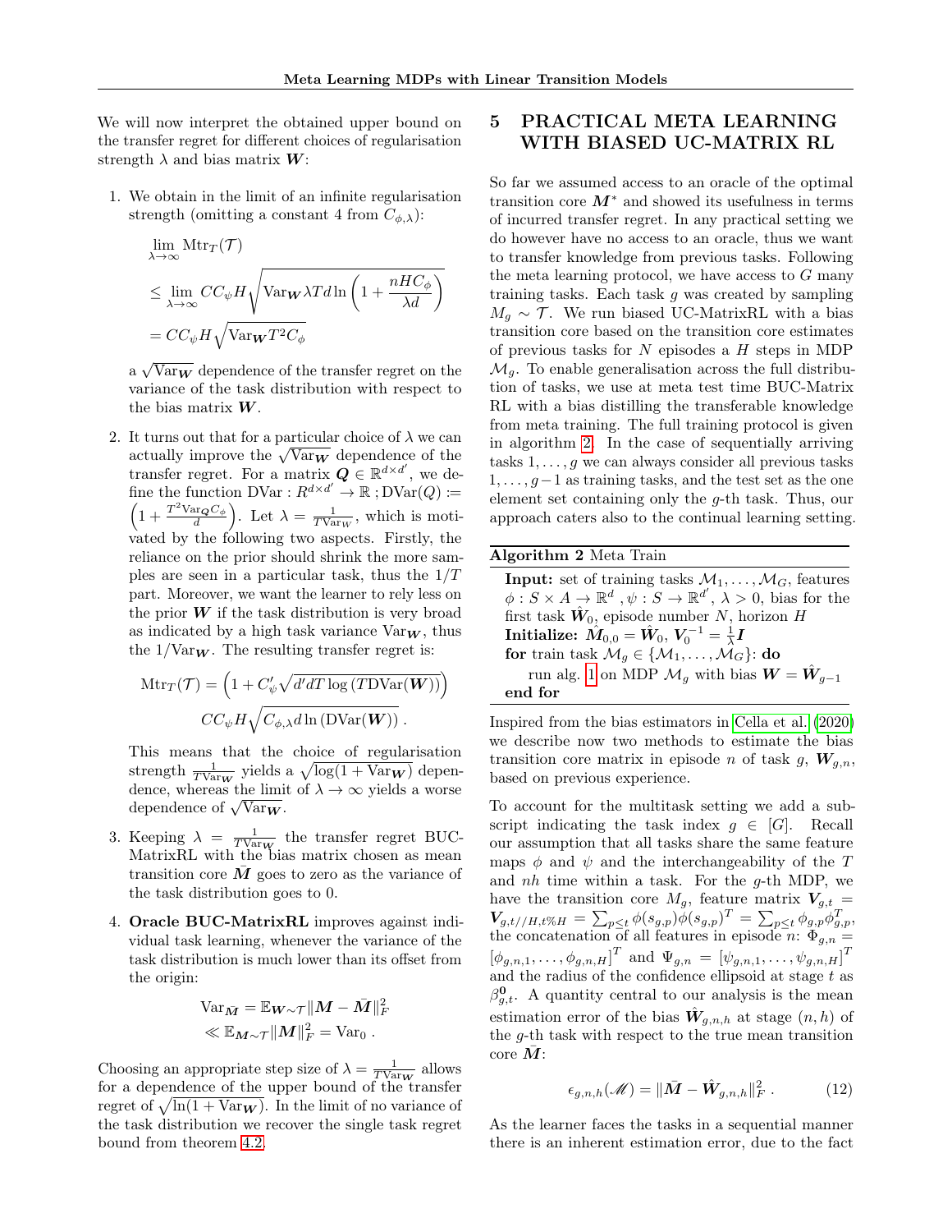We will now interpret the obtained upper bound on the transfer regret for different choices of regularisation strength $\lambda$ and bias matrix $\boldsymbol{W}$:

1. We obtain in the limit of an infinite regularisation strength (omitting a constant 4 from $C_{\phi,\lambda}$):

$$\lim_{\lambda\to\infty} \mathrm{Mtr}_T(\mathcal{T})$$
$$\leq \lim_{\lambda\to\infty} CC_\psi H \sqrt{\mathrm{Var}_{\boldsymbol{W}} \lambda T d \ln\left(1 + \frac{nHC_\phi}{\lambda d}\right)}$$
$$= CC_\psi H \sqrt{\mathrm{Var}_{\boldsymbol{W}} T^2 C_\phi}$$

a $\sqrt{\mathrm{Var}_{\boldsymbol{W}}}$ dependence of the transfer regret on the variance of the task distribution with respect to the bias matrix $\boldsymbol{W}$.

2. It turns out that for a particular choice of $\lambda$ we can actually improve the $\sqrt{\mathrm{Var}_{\boldsymbol{W}}}$ dependence of the transfer regret. For a matrix $\boldsymbol{Q} \in \mathbb{R}^{d\times d'}$, we define the function $\mathrm{DVar} : R^{d\times d'} \to \mathbb{R}\,; \mathrm{DVar}(Q) := \left(1 + \frac{T^2 \mathrm{Var}_{\boldsymbol{Q}} C_\phi}{d}\right)$. Let $\lambda = \frac{1}{T\mathrm{Var}_W}$, which is motivated by the following two aspects. Firstly, the reliance on the prior should shrink the more samples are seen in a particular task, thus the $1/T$ part. Moreover, we want the learner to rely less on the prior $\boldsymbol{W}$ if the task distribution is very broad as indicated by a high task variance $\mathrm{Var}_{\boldsymbol{W}}$, thus the $1/\mathrm{Var}_{\boldsymbol{W}}$. The resulting transfer regret is:

$$\mathrm{Mtr}_T(\mathcal{T}) = \left(1 + C'_\psi \sqrt{d' dT \log\left(T\mathrm{DVar}(\boldsymbol{W})\right)}\right)$$
$$CC_\psi H \sqrt{C_{\phi,\lambda} d \ln\left(\mathrm{DVar}(\boldsymbol{W})\right)}\,.$$

This means that the choice of regularisation strength $\frac{1}{T\mathrm{Var}_{\boldsymbol{W}}}$ yields a $\sqrt{\log(1+\mathrm{Var}_{\boldsymbol{W}})}$ dependence, whereas the limit of $\lambda \to \infty$ yields a worse dependence of $\sqrt{\mathrm{Var}_{\boldsymbol{W}}}$.

3. Keeping $\lambda = \frac{1}{T\mathrm{Var}_{\boldsymbol{W}}}$ the transfer regret BUC-MatrixRL with the bias matrix chosen as mean transition core $\bar{\boldsymbol{M}}$ goes to zero as the variance of the task distribution goes to 0.

4. **Oracle BUC-MatrixRL** improves against individual task learning, whenever the variance of the task distribution is much lower than its offset from the origin:

$$\mathrm{Var}_{\bar{\boldsymbol{M}}} = \mathbb{E}_{\boldsymbol{W}\sim\mathcal{T}} \|\boldsymbol{M} - \bar{\boldsymbol{M}}\|_F^2$$
$$\ll \mathbb{E}_{\boldsymbol{M}\sim\mathcal{T}} \|\boldsymbol{M}\|_F^2 = \mathrm{Var}_0\,.$$

Choosing an appropriate step size of $\lambda = \frac{1}{T\mathrm{Var}_{\boldsymbol{W}}}$ allows for a dependence of the upper bound of the transfer regret of $\sqrt{\ln(1+\mathrm{Var}_{\boldsymbol{W}})}$. In the limit of no variance of the task distribution we recover the single task regret bound from theorem 4.2.

# 5 PRACTICAL META LEARNING WITH BIASED UC-MATRIX RL

So far we assumed access to an oracle of the optimal transition core $\boldsymbol{M}^*$ and showed its usefulness in terms of incurred transfer regret. In any practical setting we do however have no access to an oracle, thus we want to transfer knowledge from previous tasks. Following the meta learning protocol, we have access to $G$ many training tasks. Each task $g$ was created by sampling $M_g \sim \mathcal{T}$. We run biased UC-MatrixRL with a bias transition core based on the transition core estimates of previous tasks for $N$ episodes a $H$ steps in MDP $\mathcal{M}_g$. To enable generalisation across the full distribution of tasks, we use at meta test time BUC-Matrix RL with a bias distilling the transferable knowledge from meta training. The full training protocol is given in algorithm 2. In the case of sequentially arriving tasks $1,\ldots,g$ we can always consider all previous tasks $1,\ldots,g-1$ as training tasks, and the test set as the one element set containing only the $g$-th task. Thus, our approach caters also to the continual learning setting.

**Algorithm 2** Meta Train

**Input:** set of training tasks $\mathcal{M}_1,\ldots,\mathcal{M}_G$, features $\phi : S\times A \to \mathbb{R}^d$ , $\psi : S \to \mathbb{R}^{d'}$, $\lambda > 0$, bias for the first task $\hat{\boldsymbol{W}}_0$, episode number $N$, horizon $H$
**Initialize:** $\hat{\boldsymbol{M}}_{0,0} = \hat{\boldsymbol{W}}_0$, $\boldsymbol{V}_0^{-1} = \frac{1}{\lambda}\boldsymbol{I}$
**for** train task $\mathcal{M}_g \in \{\mathcal{M}_1,\ldots,\mathcal{M}_G\}$: **do**
  run alg. 1 on MDP $\mathcal{M}_g$ with bias $\boldsymbol{W} = \hat{\boldsymbol{W}}_{g-1}$
**end for**

Inspired from the bias estimators in Cella et al. (2020) we describe now two methods to estimate the bias transition core matrix in episode $n$ of task $g$, $\boldsymbol{W}_{g,n}$, based on previous experience.

To account for the multitask setting we add a subscript indicating the task index $g \in [G]$. Recall our assumption that all tasks share the same feature maps $\phi$ and $\psi$ and the interchangeability of the $T$ and $nh$ time within a task. For the $g$-th MDP, we have the transition core $M_g$, feature matrix $\boldsymbol{V}_{g,t} = \boldsymbol{V}_{g,t//H,t\%H} = \sum_{p\leq t} \phi(s_{g,p})\phi(s_{g,p})^T = \sum_{p\leq t}\phi_{g,p}\phi_{g,p}^T$, the concatenation of all features in episode $n$: $\Phi_{g,n} = [\phi_{g,n,1},\ldots,\phi_{g,n,H}]^T$ and $\Psi_{g,n} = [\psi_{g,n,1},\ldots,\psi_{g,n,H}]^T$ and the radius of the confidence ellipsoid at stage $t$ as $\beta_{g,t}^{\boldsymbol{0}}$. A quantity central to our analysis is the mean estimation error of the bias $\hat{\boldsymbol{W}}_{g,n,h}$ at stage $(n,h)$ of the $g$-th task with respect to the true mean transition core $\bar{\boldsymbol{M}}$:

$$\epsilon_{g,n,h}(\mathscr{M}) = \|\bar{\boldsymbol{M}} - \hat{\boldsymbol{W}}_{g,n,h}\|_F^2\,. \tag{12}$$

As the learner faces the tasks in a sequential manner there is an inherent estimation error, due to the fact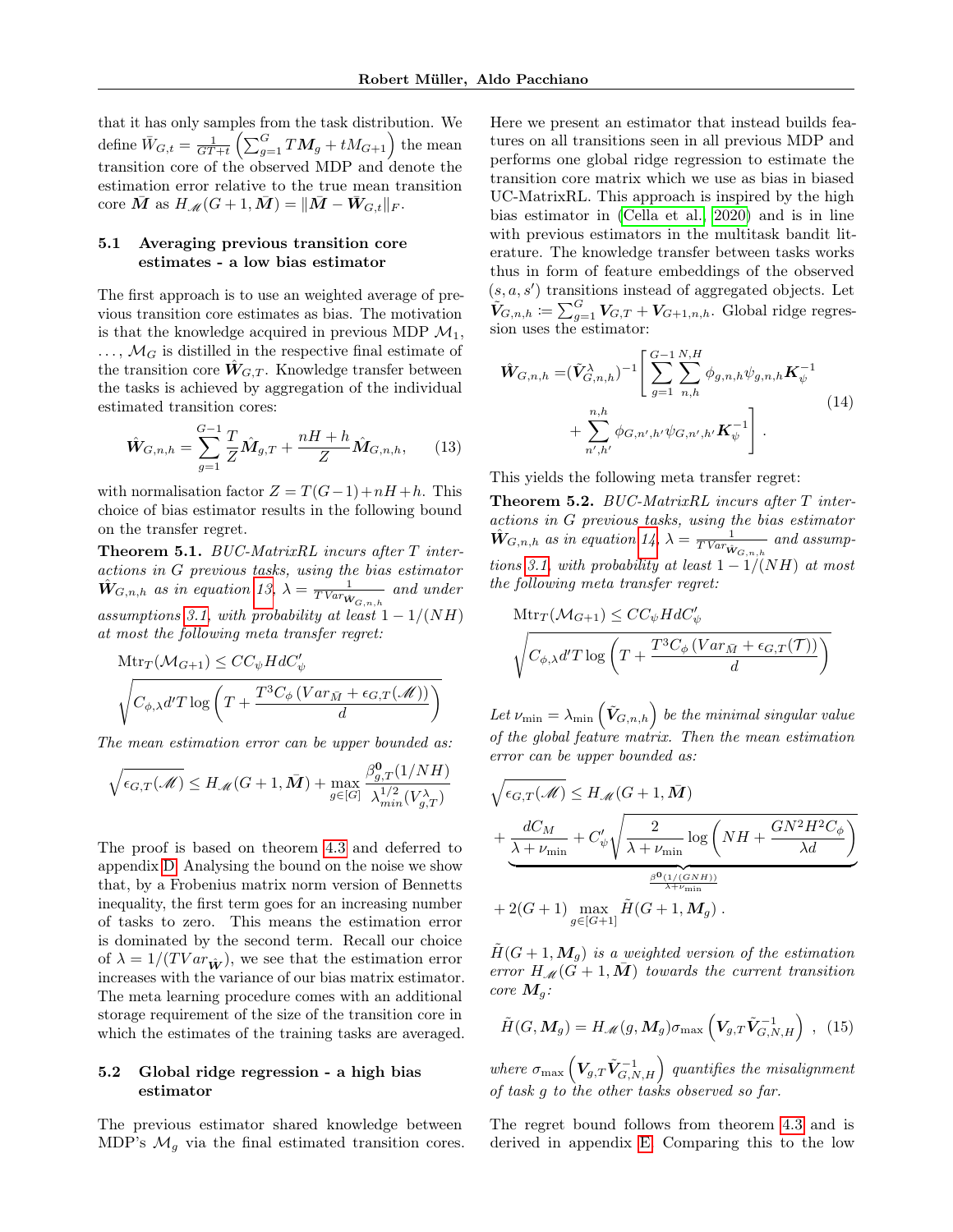that it has only samples from the task distribution. We define $\bar{W}_{G,t} = \frac{1}{GT+t}\left(\sum_{g=1}^{G} T\boldsymbol{M}_g + tM_{G+1}\right)$ the mean transition core of the observed MDP and denote the estimation error relative to the true mean transition core $\bar{\boldsymbol{M}}$ as $H_{\mathscr{M}}(G+1, \bar{\boldsymbol{M}}) = \|\bar{\boldsymbol{M}} - \bar{\boldsymbol{W}}_{G,t}\|_F$.

### 5.1 Averaging previous transition core estimates - a low bias estimator

The first approach is to use an weighted average of previous transition core estimates as bias. The motivation is that the knowledge acquired in previous MDP $\mathcal{M}_1$, ..., $\mathcal{M}_G$ is distilled in the respective final estimate of the transition core $\hat{\boldsymbol{W}}_{G,T}$. Knowledge transfer between the tasks is achieved by aggregation of the individual estimated transition cores:

$$\hat{\boldsymbol{W}}_{G,n,h} = \sum_{g=1}^{G-1} \frac{T}{Z}\hat{\boldsymbol{M}}_{g,T} + \frac{nH+h}{Z}\hat{\boldsymbol{M}}_{G,n,h}, \tag{13}$$

with normalisation factor $Z = T(G-1)+nH+h$. This choice of bias estimator results in the following bound on the transfer regret.

**Theorem 5.1.** *BUC-MatrixRL incurs after $T$ interactions in $G$ previous tasks, using the bias estimator $\hat{\boldsymbol{W}}_{G,n,h}$ as in equation 13, $\lambda = \frac{1}{TVar_{\hat{\boldsymbol{W}}_{G,n,h}}}$ and under assumptions 3.1, with probability at least $1 - 1/(NH)$ at most the following meta transfer regret:*

$$\mathrm{Mtr}_T(\mathcal{M}_{G+1}) \leq CC_\psi HdC'_\psi \sqrt{C_{\phi,\lambda}d'T\log\left(T + \frac{T^3C_\phi\left(Var_{\bar{M}} + \epsilon_{G,T}(\mathscr{M})\right)}{d}\right)}$$

*The mean estimation error can be upper bounded as:*

$$\sqrt{\epsilon_{G,T}(\mathscr{M})} \leq H_{\mathscr{M}}(G+1, \bar{\boldsymbol{M}}) + \max_{g\in[G]} \frac{\beta^{\boldsymbol{0}}_{g,T}(1/NH)}{\lambda^{1/2}_{min}(V^\lambda_{g,T})}$$

The proof is based on theorem 4.3 and deferred to appendix D. Analysing the bound on the noise we show that, by a Frobenius matrix norm version of Bennetts inequality, the first term goes for an increasing number of tasks to zero. This means the estimation error is dominated by the second term. Recall our choice of $\lambda = 1/(TVar_{\hat{\boldsymbol{W}}})$, we see that the estimation error increases with the variance of our bias matrix estimator. The meta learning procedure comes with an additional storage requirement of the size of the transition core in which the estimates of the training tasks are averaged.

### 5.2 Global ridge regression - a high bias estimator

The previous estimator shared knowledge between MDP's $\mathcal{M}_g$ via the final estimated transition cores. Here we present an estimator that instead builds features on all transitions seen in all previous MDP and performs one global ridge regression to estimate the transition core matrix which we use as bias in biased UC-MatrixRL. This approach is inspired by the high bias estimator in (Cella et al., 2020) and is in line with previous estimators in the multitask bandit literature. The knowledge transfer between tasks works thus in form of feature embeddings of the observed $(s, a, s')$ transitions instead of aggregated objects. Let $\tilde{\boldsymbol{V}}_{G,n,h} := \sum_{g=1}^{G} \boldsymbol{V}_{G,T} + \boldsymbol{V}_{G+1,n,h}$. Global ridge regression uses the estimator:

$$\begin{aligned}\hat{\boldsymbol{W}}_{G,n,h} =& (\tilde{\boldsymbol{V}}^\lambda_{G,n,h})^{-1}\Bigg[\sum_{g=1}^{G-1}\sum_{n,h}^{N,H} \phi_{g,n,h}\psi_{g,n,h}\boldsymbol{K}^{-1}_\psi \\ &+ \sum_{n',h'}^{n,h} \phi_{G,n',h'}\psi_{G,n',h'}\boldsymbol{K}^{-1}_\psi\Bigg].\end{aligned} \tag{14}$$

This yields the following meta transfer regret:

**Theorem 5.2.** *BUC-MatrixRL incurs after $T$ interactions in $G$ previous tasks, using the bias estimator $\hat{\boldsymbol{W}}_{G,n,h}$ as in equation 14, $\lambda = \frac{1}{TVar_{\hat{\boldsymbol{W}}_{G,n,h}}}$ and assumptions 3.1, with probability at least $1 - 1/(NH)$ at most the following meta transfer regret:*

$$\mathrm{Mtr}_T(\mathcal{M}_{G+1}) \leq CC_\psi HdC'_\psi \sqrt{C_{\phi,\lambda}d'T\log\left(T + \frac{T^3C_\phi\left(Var_{\bar{M}} + \epsilon_{G,T}(\mathcal{T})\right)}{d}\right)}$$

*Let $\nu_{\min} = \lambda_{\min}\left(\tilde{\boldsymbol{V}}_{G,n,h}\right)$ be the minimal singular value of the global feature matrix. Then the mean estimation error can be upper bounded as:*

$$\begin{aligned}\sqrt{\epsilon_{G,T}(\mathscr{M})} \leq& H_{\mathscr{M}}(G+1, \bar{\boldsymbol{M}}) \\ &+ \underbrace{\frac{dC_M}{\lambda+\nu_{\min}} + C'_\psi\sqrt{\frac{2}{\lambda+\nu_{\min}}\log\left(NH + \frac{GN^2H^2C_\phi}{\lambda d}\right)}}_{\frac{\beta^{\boldsymbol{0}}(1/(GNH))}{\lambda+\nu_{\min}}} \\ &+ 2(G+1)\max_{g\in[G+1]} \tilde{H}(G+1, \boldsymbol{M}_g).\end{aligned}$$

*$\tilde{H}(G+1, \boldsymbol{M}_g)$ is a weighted version of the estimation error $H_{\mathscr{M}}(G+1, \bar{\boldsymbol{M}})$ towards the current transition core $\boldsymbol{M}_g$:*

$$\tilde{H}(G, \boldsymbol{M}_g) = H_{\mathscr{M}}(g, \boldsymbol{M}_g)\sigma_{\max}\left(\boldsymbol{V}_{g,T}\tilde{\boldsymbol{V}}^{-1}_{G,N,H}\right), \tag{15}$$

*where $\sigma_{\max}\left(\boldsymbol{V}_{g,T}\tilde{\boldsymbol{V}}^{-1}_{G,N,H}\right)$ quantifies the misalignment of task $g$ to the other tasks observed so far.*

The regret bound follows from theorem 4.3 and is derived in appendix E. Comparing this to the low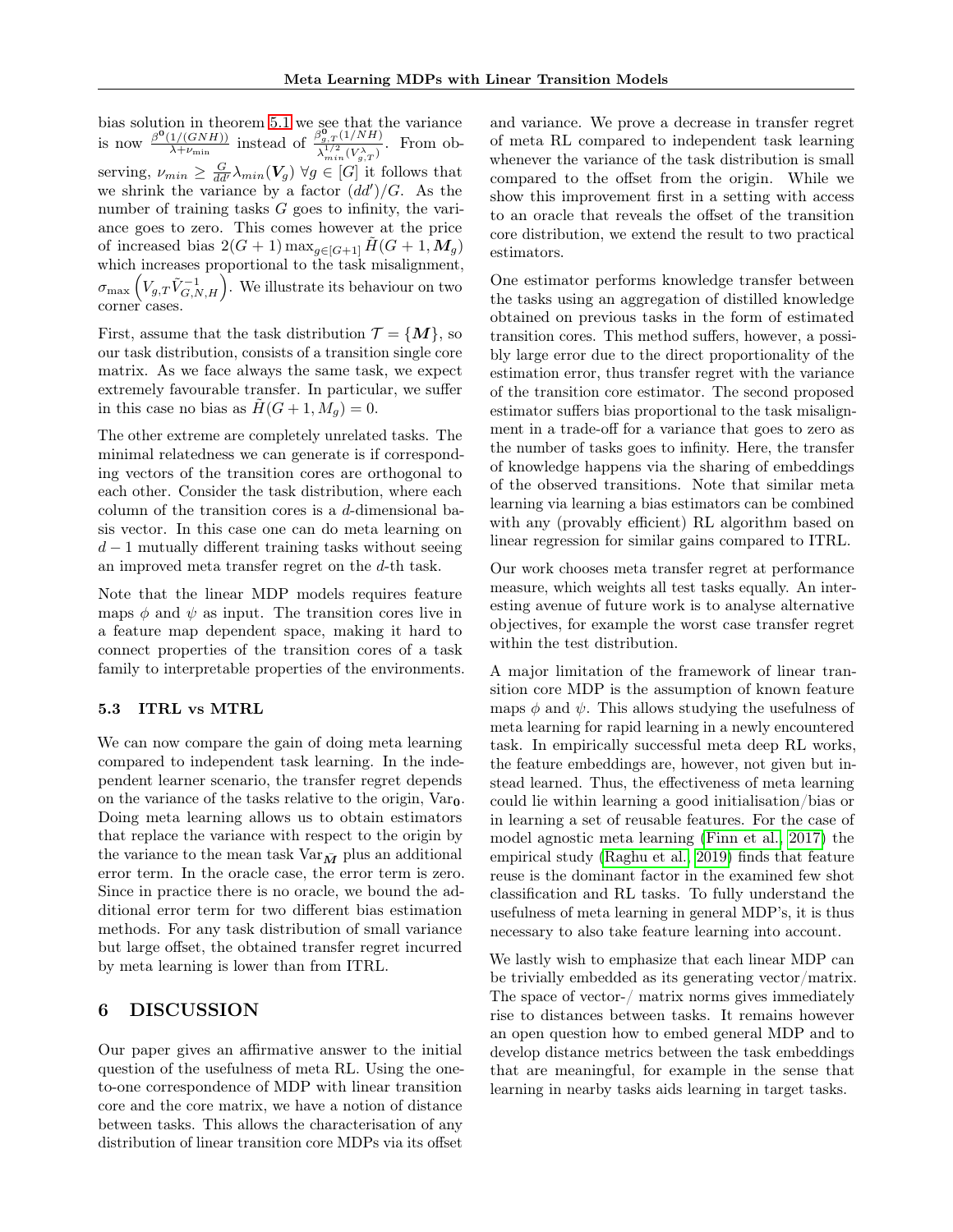bias solution in theorem 5.1 we see that the variance is now $\frac{\beta^{\mathbf{0}}(1/(GNH))}{\lambda+\nu_{\min}}$ instead of $\frac{\beta^{\mathbf{0}}_{g,T}(1/NH)}{\lambda^{1/2}_{min}(V^{\lambda}_{g,T})}$. From observing, $\nu_{min} \geq \frac{G}{dd'}\lambda_{min}(\boldsymbol{V}_g)\ \forall g \in [G]$ it follows that we shrink the variance by a factor $(dd')/G$. As the number of training tasks $G$ goes to infinity, the variance goes to zero. This comes however at the price of increased bias $2(G+1)\max_{g\in[G+1]}\tilde{H}(G+1,\boldsymbol{M}_g)$ which increases proportional to the task misalignment, $\sigma_{\max}\left(V_{g,T}\tilde{V}^{-1}_{G,N,H}\right)$. We illustrate its behaviour on two corner cases.

First, assume that the task distribution $\mathcal{T} = \{\boldsymbol{M}\}$, so our task distribution, consists of a transition single core matrix. As we face always the same task, we expect extremely favourable transfer. In particular, we suffer in this case no bias as $\tilde{H}(G+1, M_g) = 0$.

The other extreme are completely unrelated tasks. The minimal relatedness we can generate is if corresponding vectors of the transition cores are orthogonal to each other. Consider the task distribution, where each column of the transition cores is a $d$-dimensional basis vector. In this case one can do meta learning on $d-1$ mutually different training tasks without seeing an improved meta transfer regret on the $d$-th task.

Note that the linear MDP models requires feature maps $\phi$ and $\psi$ as input. The transition cores live in a feature map dependent space, making it hard to connect properties of the transition cores of a task family to interpretable properties of the environments.

### 5.3 ITRL vs MTRL

We can now compare the gain of doing meta learning compared to independent task learning. In the independent learner scenario, the transfer regret depends on the variance of the tasks relative to the origin, $\mathrm{Var}_{\mathbf{0}}$. Doing meta learning allows us to obtain estimators that replace the variance with respect to the origin by the variance to the mean task $\mathrm{Var}_{\bar{\boldsymbol{M}}}$ plus an additional error term. In the oracle case, the error term is zero. Since in practice there is no oracle, we bound the additional error term for two different bias estimation methods. For any task distribution of small variance but large offset, the obtained transfer regret incurred by meta learning is lower than from ITRL.

## 6 DISCUSSION

Our paper gives an affirmative answer to the initial question of the usefulness of meta RL. Using the one-to-one correspondence of MDP with linear transition core and the core matrix, we have a notion of distance between tasks. This allows the characterisation of any distribution of linear transition core MDPs via its offset and variance. We prove a decrease in transfer regret of meta RL compared to independent task learning whenever the variance of the task distribution is small compared to the offset from the origin. While we show this improvement first in a setting with access to an oracle that reveals the offset of the transition core distribution, we extend the result to two practical estimators.

One estimator performs knowledge transfer between the tasks using an aggregation of distilled knowledge obtained on previous tasks in the form of estimated transition cores. This method suffers, however, a possibly large error due to the direct proportionality of the estimation error, thus transfer regret with the variance of the transition core estimator. The second proposed estimator suffers bias proportional to the task misalignment in a trade-off for a variance that goes to zero as the number of tasks goes to infinity. Here, the transfer of knowledge happens via the sharing of embeddings of the observed transitions. Note that similar meta learning via learning a bias estimators can be combined with any (provably efficient) RL algorithm based on linear regression for similar gains compared to ITRL.

Our work chooses meta transfer regret at performance measure, which weights all test tasks equally. An interesting avenue of future work is to analyse alternative objectives, for example the worst case transfer regret within the test distribution.

A major limitation of the framework of linear transition core MDP is the assumption of known feature maps $\phi$ and $\psi$. This allows studying the usefulness of meta learning for rapid learning in a newly encountered task. In empirically successful meta deep RL works, the feature embeddings are, however, not given but instead learned. Thus, the effectiveness of meta learning could lie within learning a good initialisation/bias or in learning a set of reusable features. For the case of model agnostic meta learning (Finn et al., 2017) the empirical study (Raghu et al., 2019) finds that feature reuse is the dominant factor in the examined few shot classification and RL tasks. To fully understand the usefulness of meta learning in general MDP's, it is thus necessary to also take feature learning into account.

We lastly wish to emphasize that each linear MDP can be trivially embedded as its generating vector/matrix. The space of vector-/ matrix norms gives immediately rise to distances between tasks. It remains however an open question how to embed general MDP and to develop distance metrics between the task embeddings that are meaningful, for example in the sense that learning in nearby tasks aids learning in target tasks.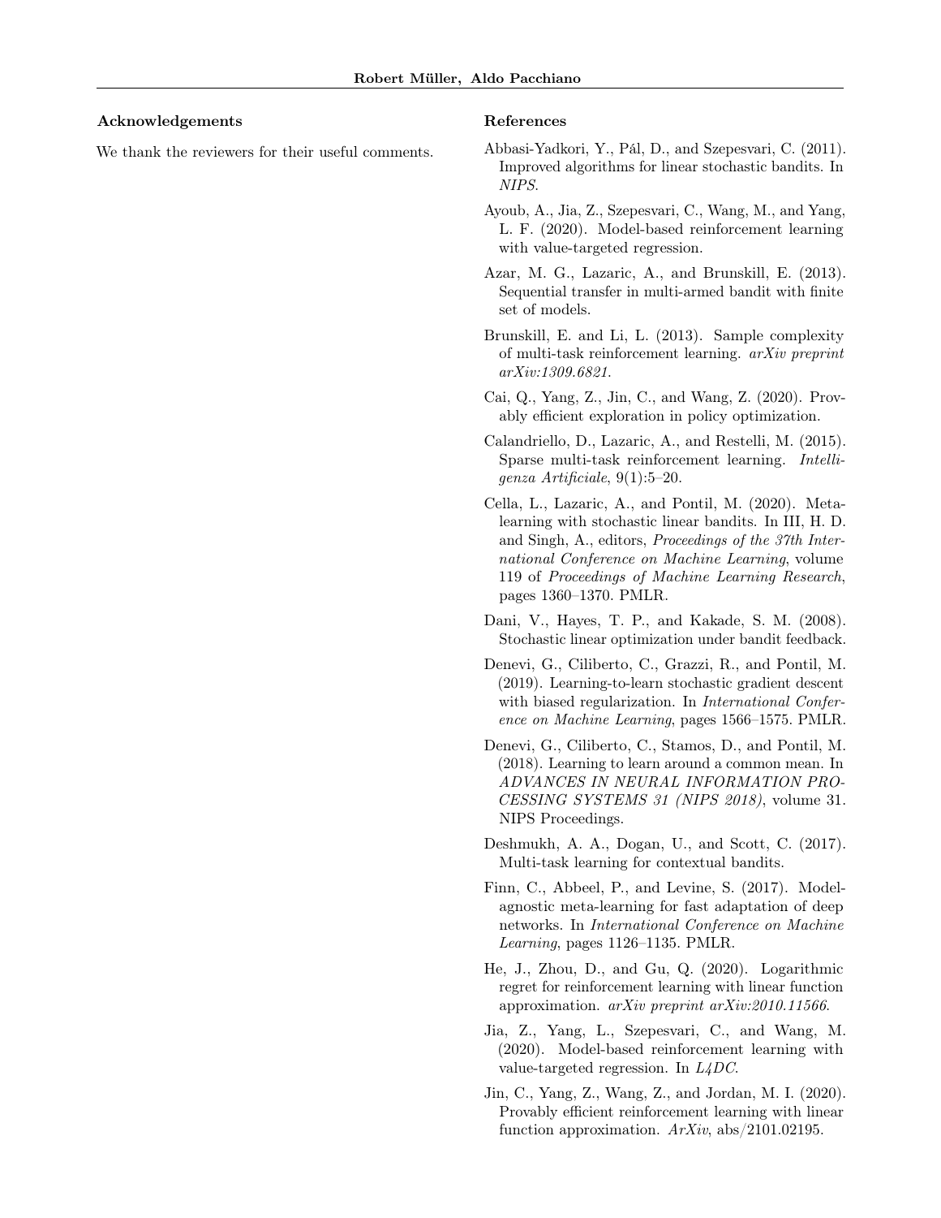## Acknowledgements

We thank the reviewers for their useful comments.

## References

Abbasi-Yadkori, Y., Pál, D., and Szepesvari, C. (2011). Improved algorithms for linear stochastic bandits. In *NIPS*.

Ayoub, A., Jia, Z., Szepesvari, C., Wang, M., and Yang, L. F. (2020). Model-based reinforcement learning with value-targeted regression.

Azar, M. G., Lazaric, A., and Brunskill, E. (2013). Sequential transfer in multi-armed bandit with finite set of models.

Brunskill, E. and Li, L. (2013). Sample complexity of multi-task reinforcement learning. *arXiv preprint arXiv:1309.6821*.

Cai, Q., Yang, Z., Jin, C., and Wang, Z. (2020). Provably efficient exploration in policy optimization.

Calandriello, D., Lazaric, A., and Restelli, M. (2015). Sparse multi-task reinforcement learning. *Intelligenza Artificiale*, 9(1):5–20.

Cella, L., Lazaric, A., and Pontil, M. (2020). Meta-learning with stochastic linear bandits. In III, H. D. and Singh, A., editors, *Proceedings of the 37th International Conference on Machine Learning*, volume 119 of *Proceedings of Machine Learning Research*, pages 1360–1370. PMLR.

Dani, V., Hayes, T. P., and Kakade, S. M. (2008). Stochastic linear optimization under bandit feedback.

Denevi, G., Ciliberto, C., Grazzi, R., and Pontil, M. (2019). Learning-to-learn stochastic gradient descent with biased regularization. In *International Conference on Machine Learning*, pages 1566–1575. PMLR.

Denevi, G., Ciliberto, C., Stamos, D., and Pontil, M. (2018). Learning to learn around a common mean. In *ADVANCES IN NEURAL INFORMATION PROCESSING SYSTEMS 31 (NIPS 2018)*, volume 31. NIPS Proceedings.

Deshmukh, A. A., Dogan, U., and Scott, C. (2017). Multi-task learning for contextual bandits.

Finn, C., Abbeel, P., and Levine, S. (2017). Model-agnostic meta-learning for fast adaptation of deep networks. In *International Conference on Machine Learning*, pages 1126–1135. PMLR.

He, J., Zhou, D., and Gu, Q. (2020). Logarithmic regret for reinforcement learning with linear function approximation. *arXiv preprint arXiv:2010.11566*.

Jia, Z., Yang, L., Szepesvari, C., and Wang, M. (2020). Model-based reinforcement learning with value-targeted regression. In *L4DC*.

Jin, C., Yang, Z., Wang, Z., and Jordan, M. I. (2020). Provably efficient reinforcement learning with linear function approximation. *ArXiv*, abs/2101.02195.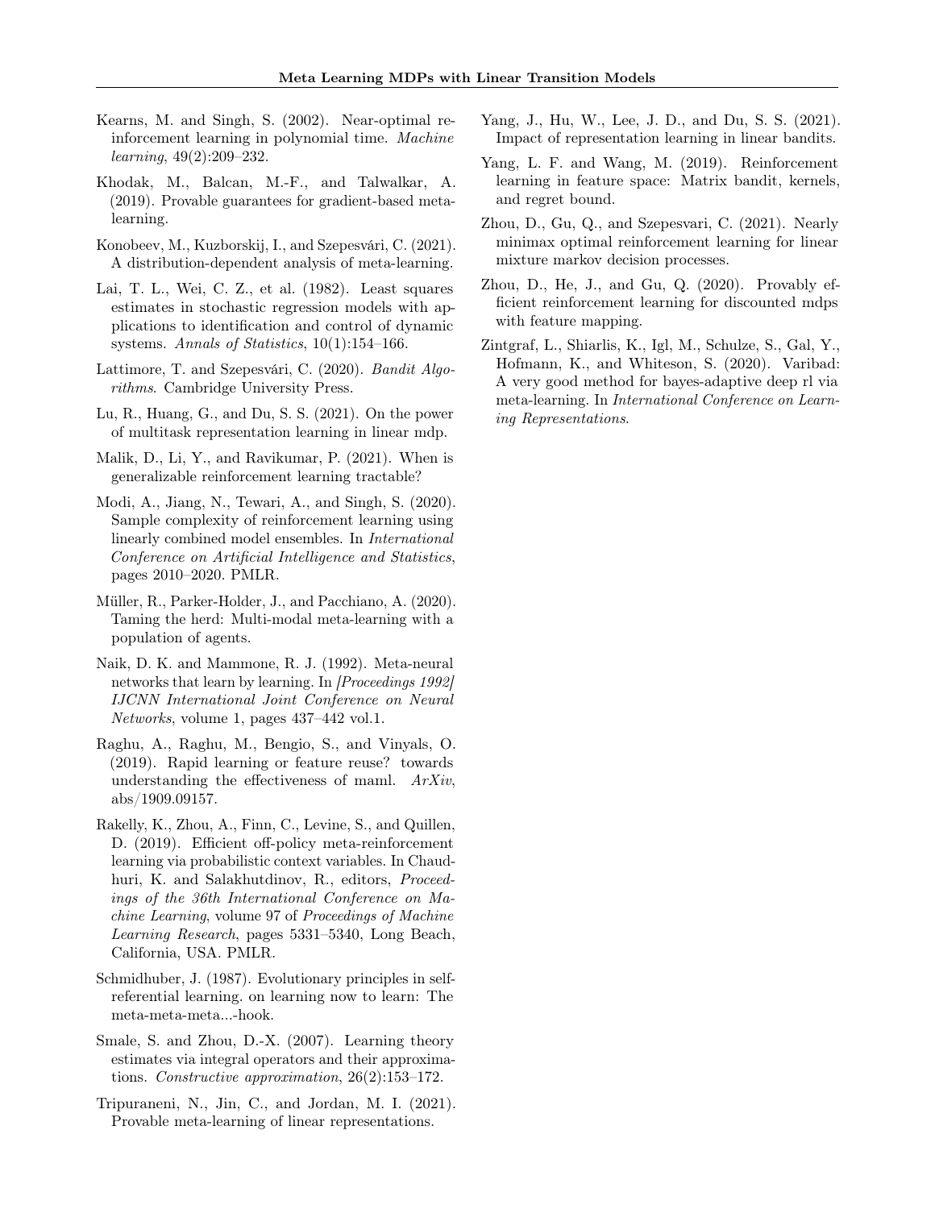Kearns, M. and Singh, S. (2002). Near-optimal reinforcement learning in polynomial time. *Machine learning*, 49(2):209–232.

Khodak, M., Balcan, M.-F., and Talwalkar, A. (2019). Provable guarantees for gradient-based meta-learning.

Konobeev, M., Kuzborskij, I., and Szepesvári, C. (2021). A distribution-dependent analysis of meta-learning.

Lai, T. L., Wei, C. Z., et al. (1982). Least squares estimates in stochastic regression models with applications to identification and control of dynamic systems. *Annals of Statistics*, 10(1):154–166.

Lattimore, T. and Szepesvári, C. (2020). *Bandit Algorithms*. Cambridge University Press.

Lu, R., Huang, G., and Du, S. S. (2021). On the power of multitask representation learning in linear mdp.

Malik, D., Li, Y., and Ravikumar, P. (2021). When is generalizable reinforcement learning tractable?

Modi, A., Jiang, N., Tewari, A., and Singh, S. (2020). Sample complexity of reinforcement learning using linearly combined model ensembles. In *International Conference on Artificial Intelligence and Statistics*, pages 2010–2020. PMLR.

Müller, R., Parker-Holder, J., and Pacchiano, A. (2020). Taming the herd: Multi-modal meta-learning with a population of agents.

Naik, D. K. and Mammone, R. J. (1992). Meta-neural networks that learn by learning. In *[Proceedings 1992] IJCNN International Joint Conference on Neural Networks*, volume 1, pages 437–442 vol.1.

Raghu, A., Raghu, M., Bengio, S., and Vinyals, O. (2019). Rapid learning or feature reuse? towards understanding the effectiveness of maml. *ArXiv*, abs/1909.09157.

Rakelly, K., Zhou, A., Finn, C., Levine, S., and Quillen, D. (2019). Efficient off-policy meta-reinforcement learning via probabilistic context variables. In Chaudhuri, K. and Salakhutdinov, R., editors, *Proceedings of the 36th International Conference on Machine Learning*, volume 97 of *Proceedings of Machine Learning Research*, pages 5331–5340, Long Beach, California, USA. PMLR.

Schmidhuber, J. (1987). Evolutionary principles in self-referential learning. on learning now to learn: The meta-meta-meta...-hook.

Smale, S. and Zhou, D.-X. (2007). Learning theory estimates via integral operators and their approximations. *Constructive approximation*, 26(2):153–172.

Tripuraneni, N., Jin, C., and Jordan, M. I. (2021). Provable meta-learning of linear representations.

Yang, J., Hu, W., Lee, J. D., and Du, S. S. (2021). Impact of representation learning in linear bandits.

Yang, L. F. and Wang, M. (2019). Reinforcement learning in feature space: Matrix bandit, kernels, and regret bound.

Zhou, D., Gu, Q., and Szepesvari, C. (2021). Nearly minimax optimal reinforcement learning for linear mixture markov decision processes.

Zhou, D., He, J., and Gu, Q. (2020). Provably efficient reinforcement learning for discounted mdps with feature mapping.

Zintgraf, L., Shiarlis, K., Igl, M., Schulze, S., Gal, Y., Hofmann, K., and Whiteson, S. (2020). Varibad: A very good method for bayes-adaptive deep rl via meta-learning. In *International Conference on Learning Representations*.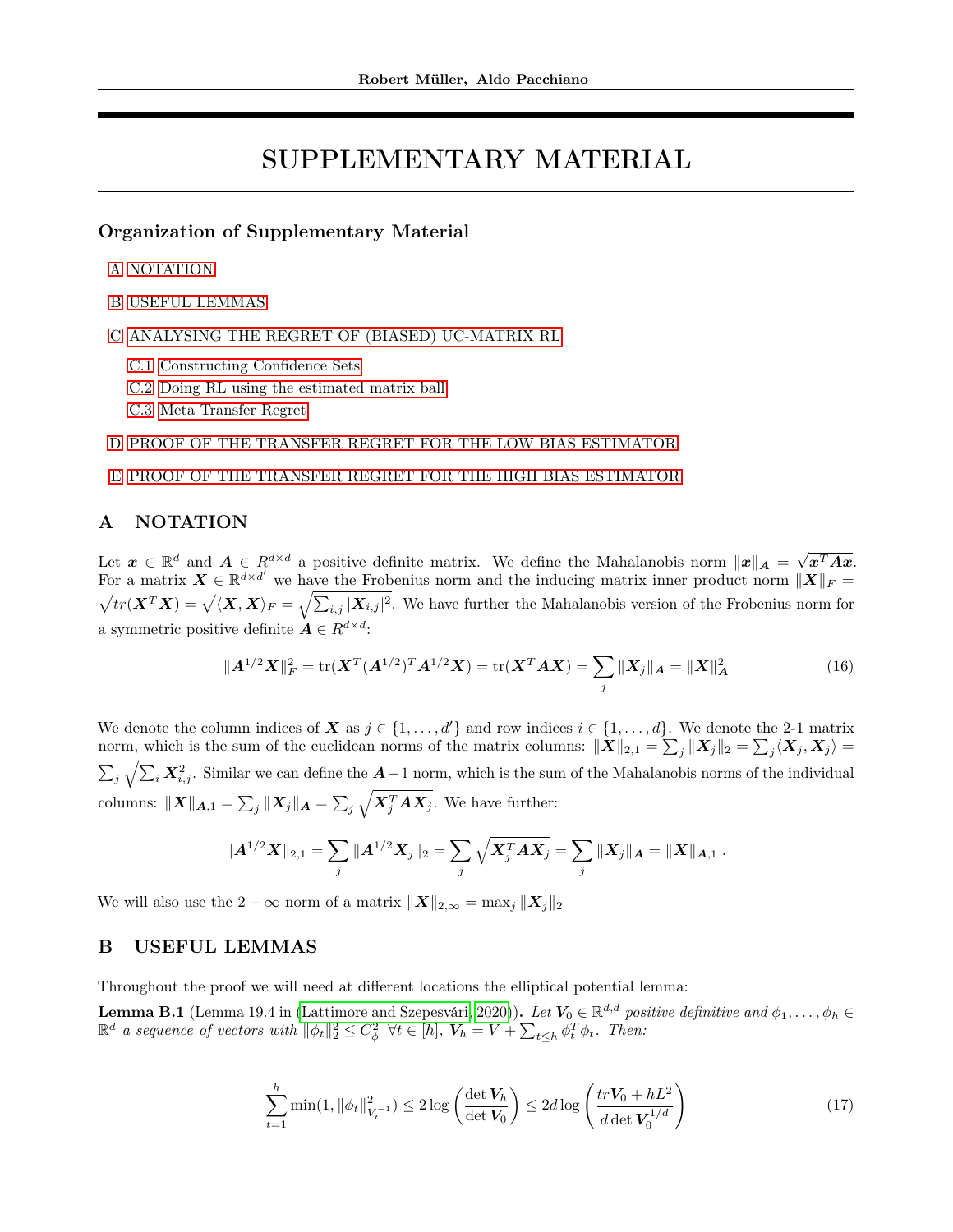# SUPPLEMENTARY MATERIAL

## Organization of Supplementary Material

A NOTATION

B USEFUL LEMMAS

C ANALYSING THE REGRET OF (BIASED) UC-MATRIX RL

- C.1 Constructing Confidence Sets
- C.2 Doing RL using the estimated matrix ball
- C.3 Meta Transfer Regret

D PROOF OF THE TRANSFER REGRET FOR THE LOW BIAS ESTIMATOR

E PROOF OF THE TRANSFER REGRET FOR THE HIGH BIAS ESTIMATOR

## A NOTATION

Let $\boldsymbol{x} \in \mathbb{R}^d$ and $\boldsymbol{A} \in R^{d \times d}$ a positive definite matrix. We define the Mahalanobis norm $\|\boldsymbol{x}\|_{\boldsymbol{A}} = \sqrt{\boldsymbol{x}^T \boldsymbol{A} \boldsymbol{x}}$. For a matrix $\boldsymbol{X} \in \mathbb{R}^{d \times d'}$ we have the Frobenius norm and the inducing matrix inner product norm $\|\boldsymbol{X}\|_F = \sqrt{tr(\boldsymbol{X}^T \boldsymbol{X})} = \sqrt{\langle \boldsymbol{X}, \boldsymbol{X} \rangle_F} = \sqrt{\sum_{i,j} |\boldsymbol{X}_{i,j}|^2}$. We have further the Mahalanobis version of the Frobenius norm for a symmetric positive definite $\boldsymbol{A} \in R^{d \times d}$:

$$\|\boldsymbol{A}^{1/2}\boldsymbol{X}\|_F^2 = \operatorname{tr}(\boldsymbol{X}^T (\boldsymbol{A}^{1/2})^T \boldsymbol{A}^{1/2} \boldsymbol{X}) = \operatorname{tr}(\boldsymbol{X}^T \boldsymbol{A} \boldsymbol{X}) = \sum_j \|\boldsymbol{X}_j\|_{\boldsymbol{A}} = \|\boldsymbol{X}\|_{\boldsymbol{A}}^2 \tag{16}$$

We denote the column indices of $\boldsymbol{X}$ as $j \in \{1, \ldots, d'\}$ and row indices $i \in \{1, \ldots, d\}$. We denote the 2-1 matrix norm, which is the sum of the euclidean norms of the matrix columns: $\|\boldsymbol{X}\|_{2,1} = \sum_j \|\boldsymbol{X}_j\|_2 = \sum_j \langle \boldsymbol{X}_j, \boldsymbol{X}_j \rangle = \sum_j \sqrt{\sum_i \boldsymbol{X}_{i,j}^2}$. Similar we can define the $\boldsymbol{A}-1$ norm, which is the sum of the Mahalanobis norms of the individual columns: $\|\boldsymbol{X}\|_{\boldsymbol{A},1} = \sum_j \|\boldsymbol{X}_j\|_{\boldsymbol{A}} = \sum_j \sqrt{\boldsymbol{X}_j^T \boldsymbol{A} \boldsymbol{X}_j}$. We have further:

$$\|\boldsymbol{A}^{1/2}\boldsymbol{X}\|_{2,1} = \sum_j \|\boldsymbol{A}^{1/2}\boldsymbol{X}_j\|_2 = \sum_j \sqrt{\boldsymbol{X}_j^T \boldsymbol{A} \boldsymbol{X}_j} = \sum_j \|\boldsymbol{X}_j\|_{\boldsymbol{A}} = \|\boldsymbol{X}\|_{\boldsymbol{A},1}\,.$$

We will also use the $2-\infty$ norm of a matrix $\|\boldsymbol{X}\|_{2,\infty} = \max_j \|\boldsymbol{X}_j\|_2$

## B USEFUL LEMMAS

Throughout the proof we will need at different locations the elliptical potential lemma:

**Lemma B.1** (Lemma 19.4 in (Lattimore and Szepesvári, 2020)). *Let $\boldsymbol{V}_0 \in \mathbb{R}^{d,d}$ positive definitive and $\phi_1, \ldots, \phi_h \in \mathbb{R}^d$ a sequence of vectors with $\|\phi_t\|_2^2 \leq C_\phi^2 \;\; \forall t \in [h]$, $\boldsymbol{V}_h = V + \sum_{t \leq h} \phi_t^T \phi_t$. Then:*

$$\sum_{t=1}^{h} \min(1, \|\phi_t\|_{V_t^{-1}}^2) \leq 2 \log \left( \frac{\det \boldsymbol{V}_h}{\det \boldsymbol{V}_0} \right) \leq 2d \log \left( \frac{tr\boldsymbol{V}_0 + hL^2}{d \det \boldsymbol{V}_0^{1/d}} \right) \tag{17}$$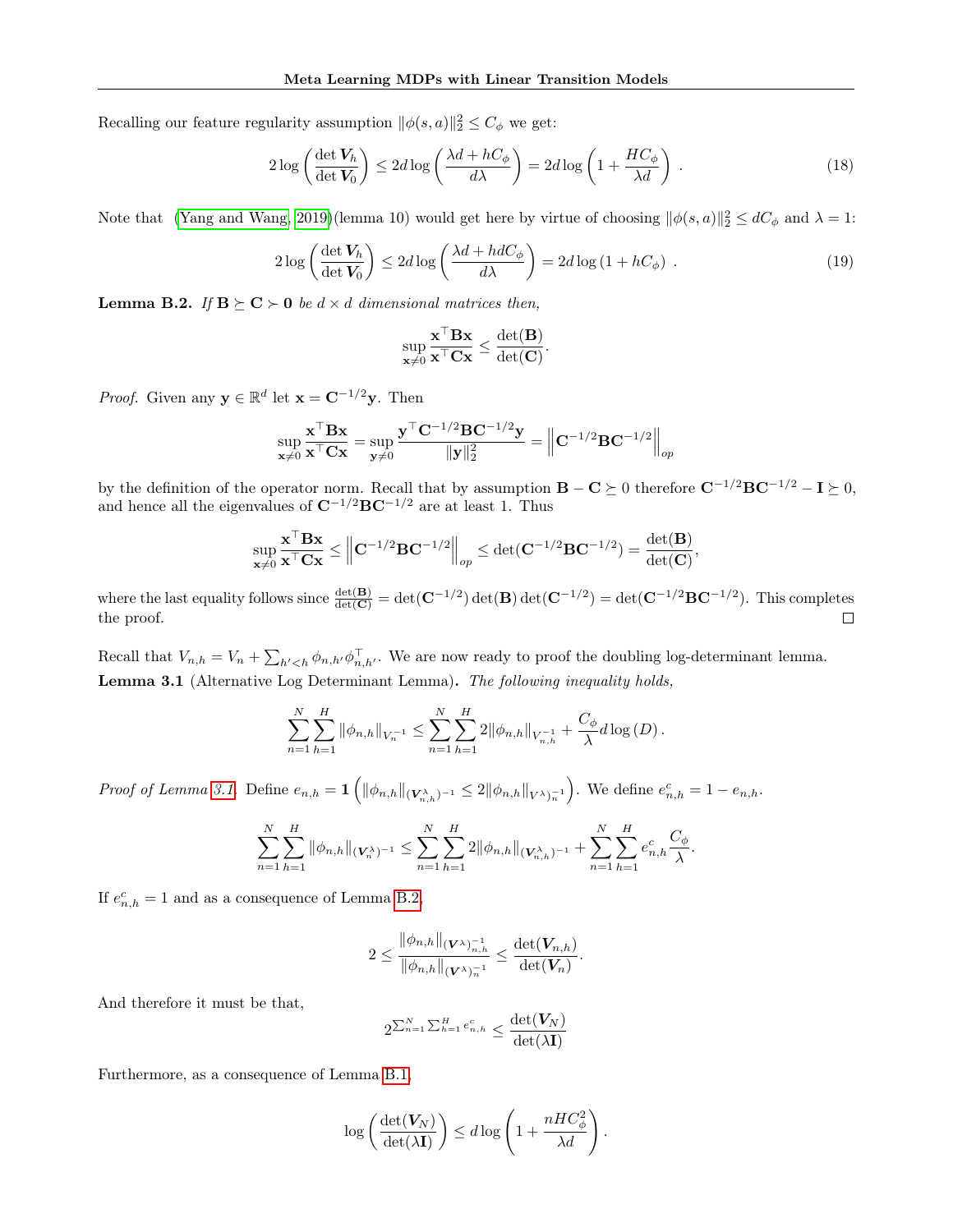Recalling our feature regularity assumption $\|\phi(s,a)\|_2^2 \le C_\phi$ we get:

$$2\log\left(\frac{\det \boldsymbol{V}_h}{\det \boldsymbol{V}_0}\right) \le 2d\log\left(\frac{\lambda d + hC_\phi}{d\lambda}\right) = 2d\log\left(1 + \frac{HC_\phi}{\lambda d}\right) \ . \tag{18}$$

Note that (Yang and Wang, 2019)(lemma 10) would get here by virtue of choosing $\|\phi(s,a)\|_2^2 \le dC_\phi$ and $\lambda = 1$:

$$2\log\left(\frac{\det \boldsymbol{V}_h}{\det \boldsymbol{V}_0}\right) \le 2d\log\left(\frac{\lambda d + hdC_\phi}{d\lambda}\right) = 2d\log\left(1 + hC_\phi\right) \ . \tag{19}$$

**Lemma B.2.** *If $\mathbf{B} \succeq \mathbf{C} \succ \mathbf{0}$ be $d \times d$ dimensional matrices then,*

$$\sup_{\mathbf{x}\neq 0} \frac{\mathbf{x}^\top \mathbf{B}\mathbf{x}}{\mathbf{x}^\top \mathbf{C}\mathbf{x}} \le \frac{\det(\mathbf{B})}{\det(\mathbf{C})}.$$

*Proof.* Given any $\mathbf{y} \in \mathbb{R}^d$ let $\mathbf{x} = \mathbf{C}^{-1/2}\mathbf{y}$. Then

$$\sup_{\mathbf{x}\neq 0} \frac{\mathbf{x}^\top \mathbf{B}\mathbf{x}}{\mathbf{x}^\top \mathbf{C}\mathbf{x}} = \sup_{\mathbf{y}\neq 0} \frac{\mathbf{y}^\top \mathbf{C}^{-1/2}\mathbf{B}\mathbf{C}^{-1/2}\mathbf{y}}{\|\mathbf{y}\|_2^2} = \left\|\mathbf{C}^{-1/2}\mathbf{B}\mathbf{C}^{-1/2}\right\|_{op}$$

by the definition of the operator norm. Recall that by assumption $\mathbf{B} - \mathbf{C} \succeq 0$ therefore $\mathbf{C}^{-1/2}\mathbf{B}\mathbf{C}^{-1/2} - \mathbf{I} \succeq 0$, and hence all the eigenvalues of $\mathbf{C}^{-1/2}\mathbf{B}\mathbf{C}^{-1/2}$ are at least 1. Thus

$$\sup_{\mathbf{x}\neq 0} \frac{\mathbf{x}^\top \mathbf{B}\mathbf{x}}{\mathbf{x}^\top \mathbf{C}\mathbf{x}} \le \left\|\mathbf{C}^{-1/2}\mathbf{B}\mathbf{C}^{-1/2}\right\|_{op} \le \det(\mathbf{C}^{-1/2}\mathbf{B}\mathbf{C}^{-1/2}) = \frac{\det(\mathbf{B})}{\det(\mathbf{C})},$$

where the last equality follows since $\frac{\det(\mathbf{B})}{\det(\mathbf{C})} = \det(\mathbf{C}^{-1/2})\det(\mathbf{B})\det(\mathbf{C}^{-1/2}) = \det(\mathbf{C}^{-1/2}\mathbf{B}\mathbf{C}^{-1/2})$. This completes the proof. $\square$

Recall that $V_{n,h} = V_n + \sum_{h'<h} \phi_{n,h'}\phi_{n,h'}^\top$. We are now ready to proof the doubling log-determinant lemma.

**Lemma 3.1** (Alternative Log Determinant Lemma)**.** *The following inequality holds,*

$$\sum_{n=1}^N \sum_{h=1}^H \|\phi_{n,h}\|_{V_n^{-1}} \le \sum_{n=1}^N \sum_{h=1}^H 2\|\phi_{n,h}\|_{V_{n,h}^{-1}} + \frac{C_\phi}{\lambda} d\log(D).$$

*Proof of Lemma 3.1.* Define $e_{n,h} = \mathbf{1}\left(\|\phi_{n,h}\|_{(\boldsymbol{V}_{n,h}^\lambda)^{-1}} \le 2\|\phi_{n,h}\|_{V^\lambda)_n^{-1}}\right)$. We define $e_{n,h}^c = 1 - e_{n,h}$.

$$\sum_{n=1}^N \sum_{h=1}^H \|\phi_{n,h}\|_{(\boldsymbol{V}_n^\lambda)^{-1}} \le \sum_{n=1}^N \sum_{h=1}^H 2\|\phi_{n,h}\|_{(\boldsymbol{V}_{n,h}^\lambda)^{-1}} + \sum_{n=1}^N \sum_{h=1}^H e_{n,h}^c \frac{C_\phi}{\lambda}.$$

If $e_{n,h}^c = 1$ and as a consequence of Lemma B.2,

$$2 \le \frac{\|\phi_{n,h}\|_{(\boldsymbol{V}^\lambda)_{n,h}^{-1}}}{\|\phi_{n,h}\|_{(\boldsymbol{V}^\lambda)_n^{-1}}} \le \frac{\det(\boldsymbol{V}_{n,h})}{\det(\boldsymbol{V}_n)}.$$

And therefore it must be that,

$$2^{\sum_{n=1}^N \sum_{h=1}^H e_{n,h}^c} \le \frac{\det(\boldsymbol{V}_N)}{\det(\lambda \mathbf{I})}$$

Furthermore, as a consequence of Lemma B.1,

$$\log\left(\frac{\det(\boldsymbol{V}_N)}{\det(\lambda\mathbf{I})}\right) \le d\log\left(1 + \frac{nHC_\phi^2}{\lambda d}\right).$$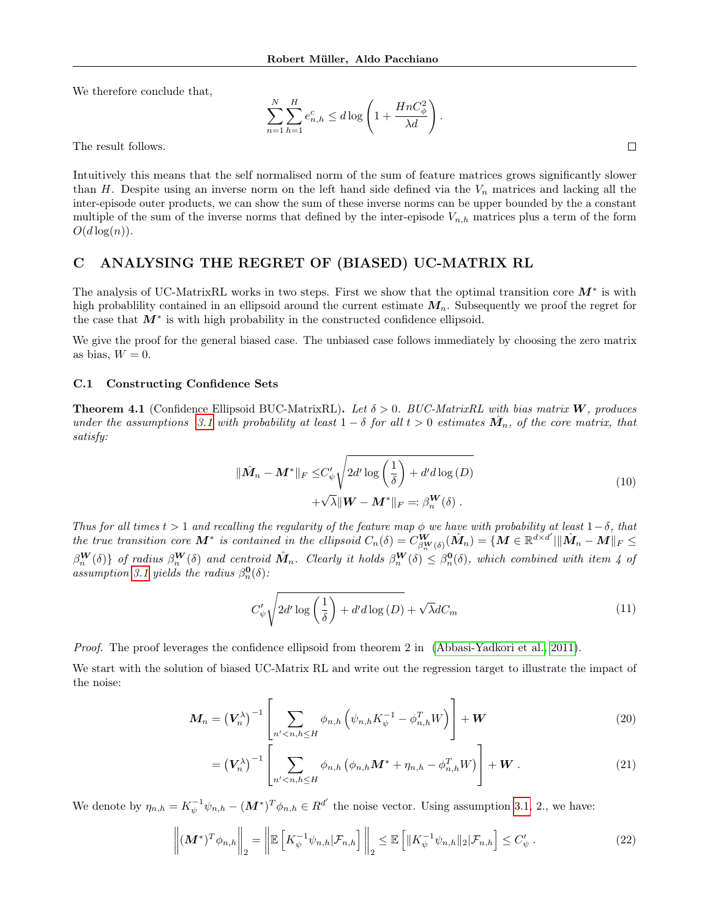We therefore conclude that,

$$\sum_{n=1}^{N}\sum_{h=1}^{H} e^c_{n,h} \leq d\log\left(1+\frac{HnC_\phi^2}{\lambda d}\right).$$

The result follows. □

Intuitively this means that the self normalised norm of the sum of feature matrices grows significantly slower than $H$. Despite using an inverse norm on the left hand side defined via the $V_n$ matrices and lacking all the inter-episode outer products, we can show the sum of these inverse norms can be upper bounded by the a constant multiple of the sum of the inverse norms that defined by the inter-episode $V_{n,h}$ matrices plus a term of the form $O(d\log(n))$.

# C ANALYSING THE REGRET OF (BIASED) UC-MATRIX RL

The analysis of UC-MatrixRL works in two steps. First we show that the optimal transition core $\boldsymbol{M}^*$ is with high probablility contained in an ellipsoid around the current estimate $\boldsymbol{M}_n$. Subsequently we proof the regret for the case that $\boldsymbol{M}^*$ is with high probability in the constructed confidence ellipsoid.

We give the proof for the general biased case. The unbiased case follows immediately by choosing the zero matrix as bias, $W = 0$.

## C.1 Constructing Confidence Sets

**Theorem 4.1** (Confidence Ellipsoid BUC-MatrixRL)**.** *Let $\delta > 0$. BUC-MatrixRL with bias matrix $\boldsymbol{W}$, produces under the assumptions 3.1 with probability at least $1-\delta$ for all $t > 0$ estimates $\hat{\boldsymbol{M}}_n$, of the core matrix, that satisfy:*

$$\begin{aligned}\|\hat{\boldsymbol{M}}_n - \boldsymbol{M}^*\|_F \leq & C'_\psi\sqrt{2d'\log\left(\frac{1}{\delta}\right) + d'd\log\left(D\right)} \\ & + \sqrt{\lambda}\|\boldsymbol{W} - \boldsymbol{M}^*\|_F =: \beta_n^{\boldsymbol{W}}(\delta)\ .\end{aligned} \tag{10}$$

*Thus for all times $t > 1$ and recalling the regularity of the feature map $\phi$ we have with probability at least $1-\delta$, that the true transition core $\boldsymbol{M}^*$ is contained in the ellipsoid $C_n(\delta) = C^{\boldsymbol{W}}_{\beta_n^{\boldsymbol{W}}(\delta)}(\hat{\boldsymbol{M}}_n) = \{\boldsymbol{M} \in \mathbb{R}^{d\times d'} | \|\hat{\boldsymbol{M}}_n - \boldsymbol{M}\|_F \leq \beta_n^{\boldsymbol{W}}(\delta)\}$ of radius $\beta_n^{\boldsymbol{W}}(\delta)$ and centroid $\hat{\boldsymbol{M}}_n$. Clearly it holds $\beta_n^{\boldsymbol{W}}(\delta) \leq \beta_n^{\boldsymbol{0}}(\delta)$, which combined with item 4 of assumption 3.1 yields the radius $\beta_n^{\boldsymbol{0}}(\delta)$:*

$$C'_\psi\sqrt{2d'\log\left(\frac{1}{\delta}\right) + d'd\log\left(D\right)} + \sqrt{\lambda}dC_m \tag{11}$$

*Proof.* The proof leverages the confidence ellipsoid from theorem 2 in (Abbasi-Yadkori et al., 2011).

We start with the solution of biased UC-Matrix RL and write out the regression target to illustrate the impact of the noise:

$$\boldsymbol{M}_n = \left(\boldsymbol{V}_n^\lambda\right)^{-1}\left[\sum_{n'<n,h\leq H}\phi_{n,h}\left(\psi_{n,h}K_\psi^{-1} - \phi_{n,h}^T W\right)\right] + \boldsymbol{W} \tag{20}$$

$$= \left(\boldsymbol{V}_n^\lambda\right)^{-1}\left[\sum_{n'<n,h\leq H}\phi_{n,h}\left(\phi_{n,h}\boldsymbol{M}^* + \eta_{n,h} - \phi_{n,h}^T W\right)\right] + \boldsymbol{W}\ . \tag{21}$$

We denote by $\eta_{n,h} = K_\psi^{-1}\psi_{n,h} - (\boldsymbol{M}^*)^T\phi_{n,h} \in R^{d'}$ the noise vector. Using assumption 3.1, 2., we have:

$$\left\|(\boldsymbol{M}^*)^T\phi_{n,h}\right\|_2 = \left\|\mathbb{E}\left[K_\psi^{-1}\psi_{n,h}|\mathcal{F}_{n,h}\right]\right\|_2 \leq \mathbb{E}\left[\|K_\psi^{-1}\psi_{n,h}\|_2|\mathcal{F}_{n,h}\right] \leq C'_\psi\ . \tag{22}$$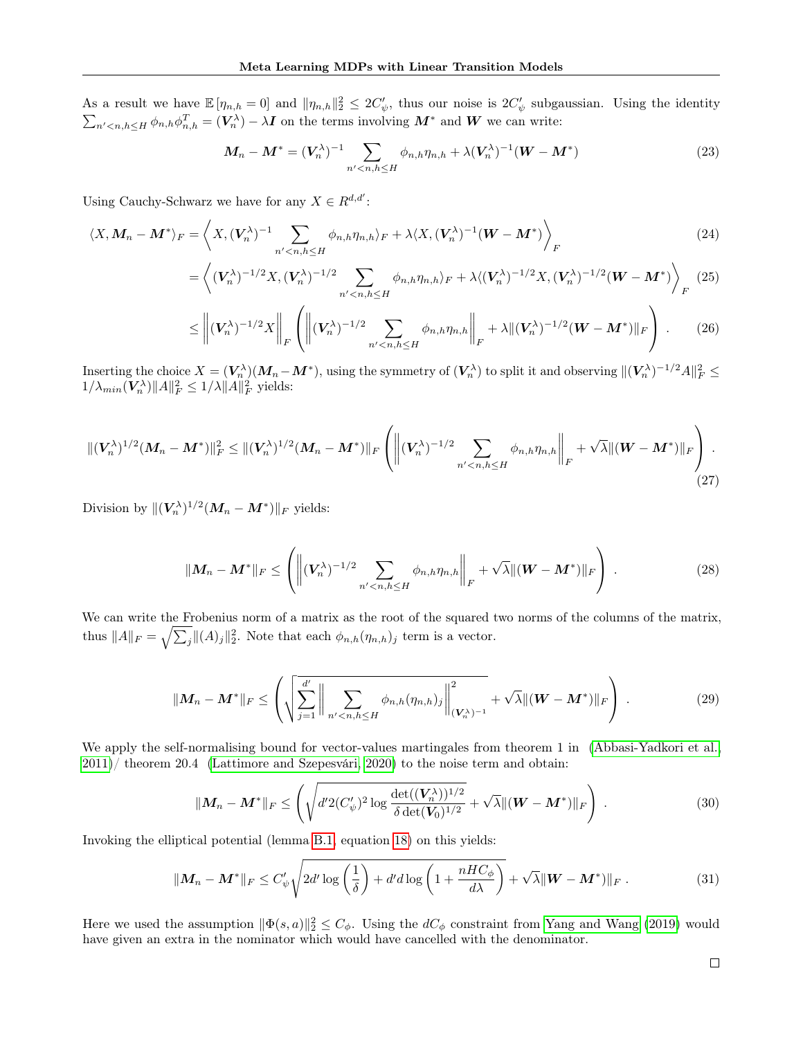As a result we have $\mathbb{E}[\eta_{n,h} = 0]$ and $\|\eta_{n,h}\|_2^2 \leq 2C'_\psi$, thus our noise is $2C'_\psi$ subgaussian. Using the identity $\sum_{n'<n,h\leq H} \phi_{n,h}\phi_{n,h}^T = (\boldsymbol{V}_n^\lambda) - \lambda \boldsymbol{I}$ on the terms involving $\boldsymbol{M}^*$ and $\boldsymbol{W}$ we can write:

$$\boldsymbol{M}_n - \boldsymbol{M}^* = (\boldsymbol{V}_n^\lambda)^{-1} \sum_{n'<n,h\leq H} \phi_{n,h}\eta_{n,h} + \lambda(\boldsymbol{V}_n^\lambda)^{-1}(\boldsymbol{W} - \boldsymbol{M}^*) \tag{23}$$

Using Cauchy-Schwarz we have for any $X \in R^{d,d'}$:

$$\langle X, \boldsymbol{M}_n - \boldsymbol{M}^*\rangle_F = \left\langle X, (\boldsymbol{V}_n^\lambda)^{-1} \sum_{n'<n,h\leq H} \phi_{n,h}\eta_{n,h}\rangle_F + \lambda\langle X, (\boldsymbol{V}_n^\lambda)^{-1}(\boldsymbol{W} - \boldsymbol{M}^*)\right\rangle_F \tag{24}$$

$$= \left\langle (\boldsymbol{V}_n^\lambda)^{-1/2}X, (\boldsymbol{V}_n^\lambda)^{-1/2} \sum_{n'<n,h\leq H} \phi_{n,h}\eta_{n,h}\rangle_F + \lambda\langle(\boldsymbol{V}_n^\lambda)^{-1/2}X, (\boldsymbol{V}_n^\lambda)^{-1/2}(\boldsymbol{W} - \boldsymbol{M}^*)\right\rangle_F \tag{25}$$

$$\leq \left\|(\boldsymbol{V}_n^\lambda)^{-1/2}X\right\|_F \left( \left\|(\boldsymbol{V}_n^\lambda)^{-1/2} \sum_{n'<n,h\leq H} \phi_{n,h}\eta_{n,h}\right\|_F + \lambda\|(\boldsymbol{V}_n^\lambda)^{-1/2}(\boldsymbol{W} - \boldsymbol{M}^*)\|_F \right) . \tag{26}$$

Inserting the choice $X = (\boldsymbol{V}_n^\lambda)(\boldsymbol{M}_n - \boldsymbol{M}^*)$, using the symmetry of $(\boldsymbol{V}_n^\lambda)$ to split it and observing $\|(\boldsymbol{V}_n^\lambda)^{-1/2}A\|_F^2 \leq 1/\lambda_{min}(\boldsymbol{V}_n^\lambda)\|A\|_F^2 \leq 1/\lambda\|A\|_F^2$ yields:

$$\|(\boldsymbol{V}_n^\lambda)^{1/2}(\boldsymbol{M}_n - \boldsymbol{M}^*)\|_F^2 \leq \|(\boldsymbol{V}_n^\lambda)^{1/2}(\boldsymbol{M}_n - \boldsymbol{M}^*)\|_F \left( \left\|(\boldsymbol{V}_n^\lambda)^{-1/2} \sum_{n'<n,h\leq H} \phi_{n,h}\eta_{n,h}\right\|_F + \sqrt{\lambda}\|(\boldsymbol{W} - \boldsymbol{M}^*)\|_F \right) . \tag{27}$$

Division by $\|(\boldsymbol{V}_n^\lambda)^{1/2}(\boldsymbol{M}_n - \boldsymbol{M}^*)\|_F$ yields:

$$\|\boldsymbol{M}_n - \boldsymbol{M}^*\|_F \leq \left( \left\|(\boldsymbol{V}_n^\lambda)^{-1/2} \sum_{n'<n,h\leq H} \phi_{n,h}\eta_{n,h}\right\|_F + \sqrt{\lambda}\|(\boldsymbol{W} - \boldsymbol{M}^*)\|_F \right) . \tag{28}$$

We can write the Frobenius norm of a matrix as the root of the squared two norms of the columns of the matrix, thus $\|A\|_F = \sqrt{\sum_j \|(A)_j\|_2^2}$. Note that each $\phi_{n,h}(\eta_{n,h})_j$ term is a vector.

$$\|\boldsymbol{M}_n - \boldsymbol{M}^*\|_F \leq \left( \sqrt{\sum_{j=1}^{d'} \left\| \sum_{n'<n,h\leq H} \phi_{n,h}(\eta_{n,h})_j \right\|^2_{(\boldsymbol{V}_n^\lambda)^{-1}}} + \sqrt{\lambda}\|(\boldsymbol{W} - \boldsymbol{M}^*)\|_F \right) . \tag{29}$$

We apply the self-normalising bound for vector-values martingales from theorem 1 in (Abbasi-Yadkori et al., 2011)/ theorem 20.4 (Lattimore and Szepesvári, 2020) to the noise term and obtain:

$$\|\boldsymbol{M}_n - \boldsymbol{M}^*\|_F \leq \left( \sqrt{d'2(C'_\psi)^2 \log \frac{\det((\boldsymbol{V}_n^\lambda))^{1/2}}{\delta \det(\boldsymbol{V}_0)^{1/2}}} + \sqrt{\lambda}\|(\boldsymbol{W} - \boldsymbol{M}^*)\|_F \right) . \tag{30}$$

Invoking the elliptical potential (lemma B.1, equation 18) on this yields:

$$\|\boldsymbol{M}_n - \boldsymbol{M}^*\|_F \leq C'_\psi \sqrt{2d' \log\left(\frac{1}{\delta}\right) + d'd \log\left(1 + \frac{nHC_\phi}{d\lambda}\right)} + \sqrt{\lambda}\|\boldsymbol{W} - \boldsymbol{M}^*)\|_F . \tag{31}$$

Here we used the assumption $\|\Phi(s,a)\|_2^2 \leq C_\phi$. Using the $dC_\phi$ constraint from Yang and Wang (2019) would have given an extra in the nominator which would have cancelled with the denominator.

□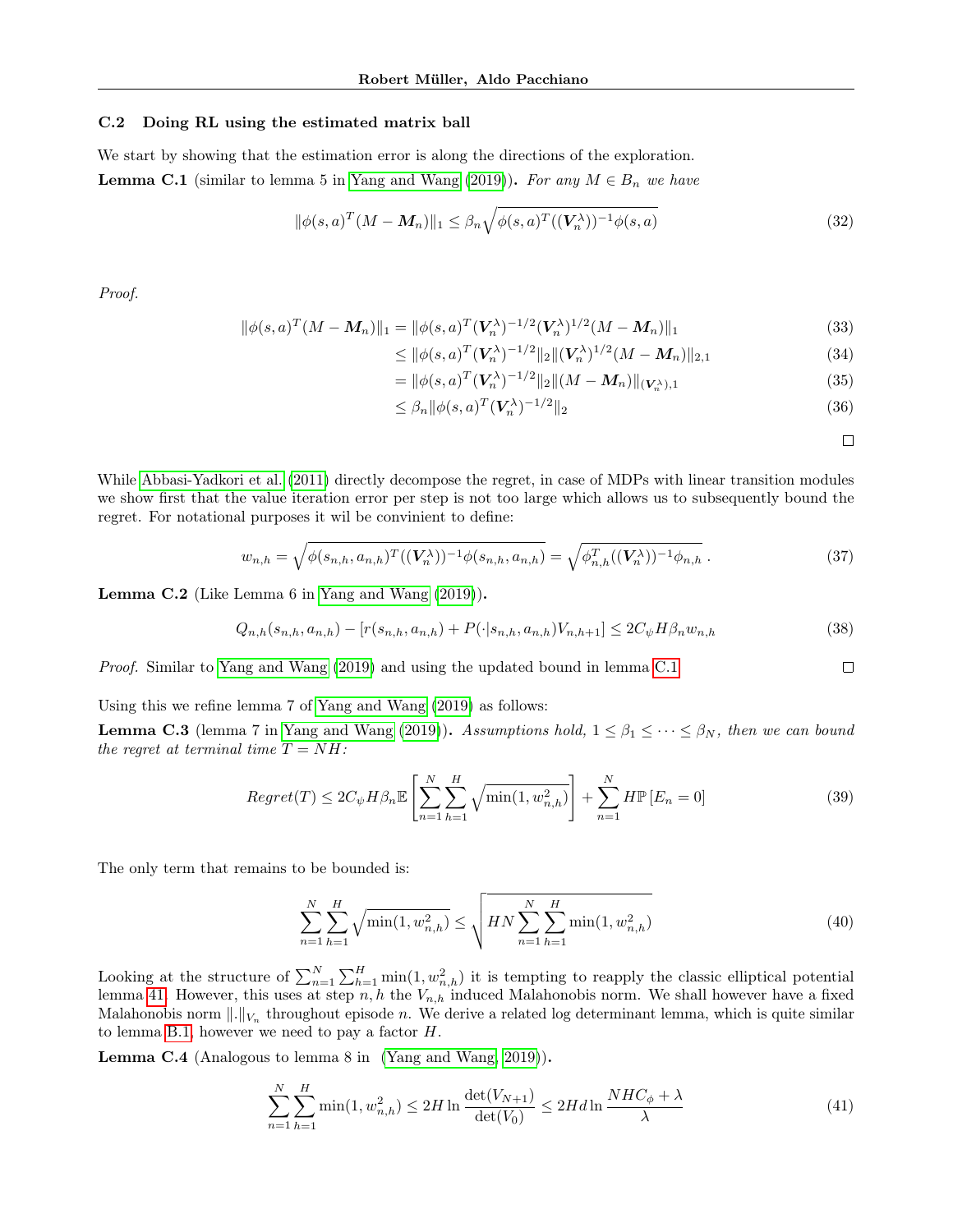### C.2 Doing RL using the estimated matrix ball

We start by showing that the estimation error is along the directions of the exploration.

**Lemma C.1** (similar to lemma 5 in Yang and Wang (2019)). *For any $M \in B_n$ we have*

$$\|\phi(s,a)^T(M - \boldsymbol{M}_n)\|_1 \leq \beta_n \sqrt{\phi(s,a)^T((\boldsymbol{V}_n^\lambda))^{-1}\phi(s,a)} \tag{32}$$

*Proof.*

$$\begin{aligned}
\|\phi(s,a)^T(M - \boldsymbol{M}_n)\|_1 &= \|\phi(s,a)^T(\boldsymbol{V}_n^\lambda)^{-1/2}(\boldsymbol{V}_n^\lambda)^{1/2}(M - \boldsymbol{M}_n)\|_1 &(33)\\
&\leq \|\phi(s,a)^T(\boldsymbol{V}_n^\lambda)^{-1/2}\|_2\|(\boldsymbol{V}_n^\lambda)^{1/2}(M - \boldsymbol{M}_n)\|_{2,1} &(34)\\
&= \|\phi(s,a)^T(\boldsymbol{V}_n^\lambda)^{-1/2}\|_2\|(M - \boldsymbol{M}_n)\|_{(\boldsymbol{V}_n^\lambda),1} &(35)\\
&\leq \beta_n\|\phi(s,a)^T(\boldsymbol{V}_n^\lambda)^{-1/2}\|_2 &(36)
\end{aligned}$$

□

While Abbasi-Yadkori et al. (2011) directly decompose the regret, in case of MDPs with linear transition modules we show first that the value iteration error per step is not too large which allows us to subsequently bound the regret. For notational purposes it wil be convinient to define:

$$w_{n,h} = \sqrt{\phi(s_{n,h},a_{n,h})^T((\boldsymbol{V}_n^\lambda))^{-1}\phi(s_{n,h},a_{n,h})} = \sqrt{\phi_{n,h}^T((\boldsymbol{V}_n^\lambda))^{-1}\phi_{n,h}}\,. \tag{37}$$

**Lemma C.2** (Like Lemma 6 in Yang and Wang (2019)).

$$Q_{n,h}(s_{n,h},a_{n,h}) - [r(s_{n,h},a_{n,h}) + P(\cdot|s_{n,h},a_{n,h})V_{n,h+1}] \leq 2C_\psi H\beta_n w_{n,h} \tag{38}$$

*Proof.* Similar to Yang and Wang (2019) and using the updated bound in lemma C.1 □

Using this we refine lemma 7 of Yang and Wang (2019) as follows:

**Lemma C.3** (lemma 7 in Yang and Wang (2019)). *Assumptions hold, $1 \leq \beta_1 \leq \cdots \leq \beta_N$, then we can bound the regret at terminal time $T = NH$:*

$$Regret(T) \leq 2C_\psi H\beta_n \mathbb{E}\left[\sum_{n=1}^{N}\sum_{h=1}^{H}\sqrt{\min(1,w_{n,h}^2)}\right] + \sum_{n=1}^{N} H\mathbb{P}\left[E_n = 0\right] \tag{39}$$

The only term that remains to be bounded is:

$$\sum_{n=1}^{N}\sum_{h=1}^{H}\sqrt{\min(1,w_{n,h}^2)} \leq \sqrt{HN\sum_{n=1}^{N}\sum_{h=1}^{H}\min(1,w_{n,h}^2)} \tag{40}$$

Looking at the structure of $\sum_{n=1}^{N}\sum_{h=1}^{H}\min(1,w_{n,h}^2)$ it is tempting to reapply the classic elliptical potential lemma 41. However, this uses at step $n,h$ the $V_{n,h}$ induced Malahonobis norm. We shall however have a fixed Malahonobis norm $\|.\|_{V_n}$ throughout episode $n$. We derive a related log determinant lemma, which is quite similar to lemma B.1, however we need to pay a factor $H$.

**Lemma C.4** (Analogous to lemma 8 in (Yang and Wang, 2019)).

$$\sum_{n=1}^{N}\sum_{h=1}^{H}\min(1,w_{n,h}^2) \leq 2H\ln\frac{\det(V_{N+1})}{\det(V_0)} \leq 2Hd\ln\frac{NHC_\phi + \lambda}{\lambda} \tag{41}$$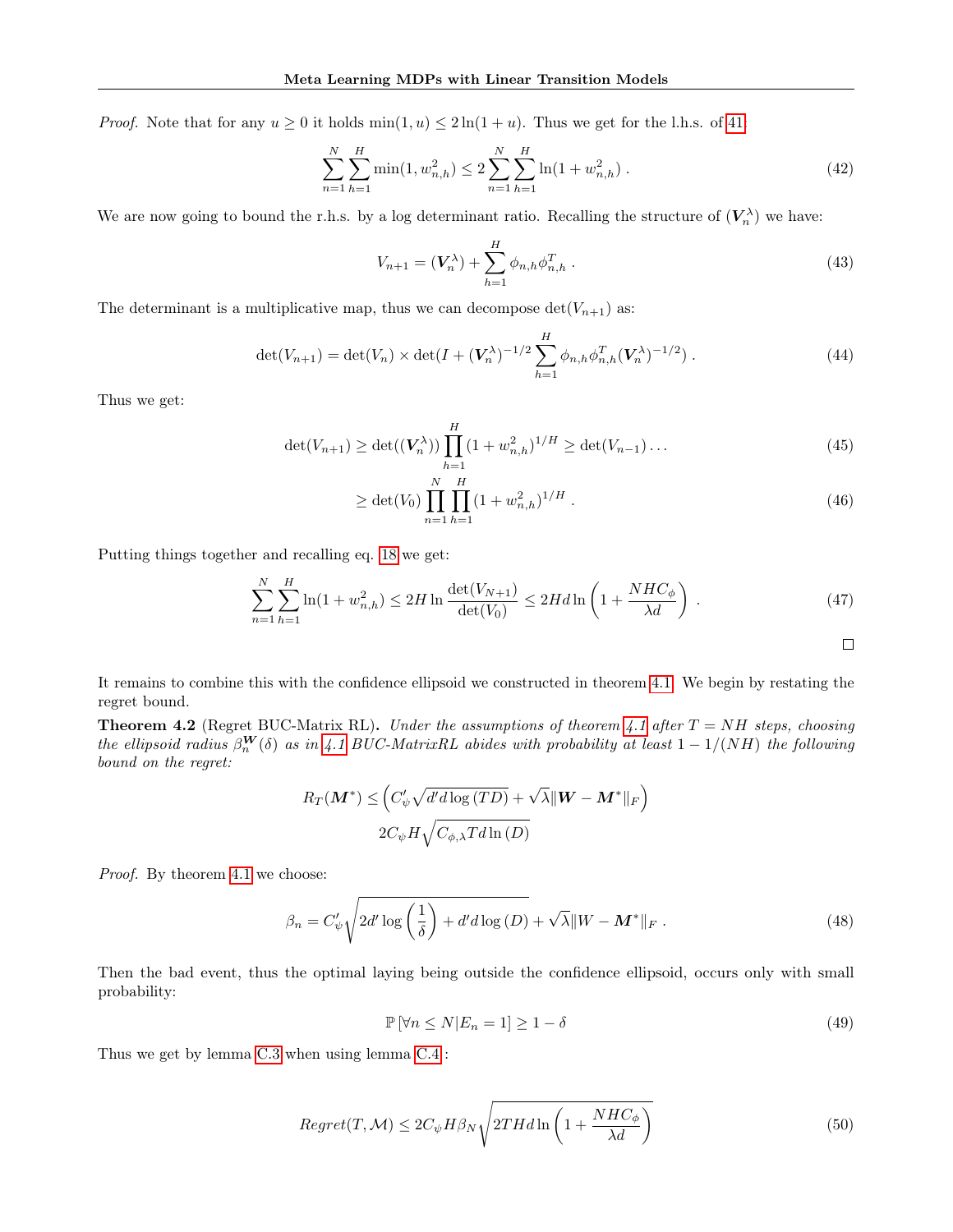*Proof.* Note that for any $u \geq 0$ it holds $\min(1, u) \leq 2\ln(1+u)$. Thus we get for the l.h.s. of 41

$$\sum_{n=1}^{N}\sum_{h=1}^{H} \min(1, w_{n,h}^2) \leq 2\sum_{n=1}^{N}\sum_{h=1}^{H} \ln(1+w_{n,h}^2) \; . \tag{42}$$

We are now going to bound the r.h.s. by a log determinant ratio. Recalling the structure of $(\boldsymbol{V}_n^{\lambda})$ we have:

$$V_{n+1} = (\boldsymbol{V}_n^{\lambda}) + \sum_{h=1}^{H} \phi_{n,h}\phi_{n,h}^T \; . \tag{43}$$

The determinant is a multiplicative map, thus we can decompose $\det(V_{n+1})$ as:

$$\det(V_{n+1}) = \det(V_n) \times \det(I + (\boldsymbol{V}_n^{\lambda})^{-1/2}\sum_{h=1}^{H} \phi_{n,h}\phi_{n,h}^T(\boldsymbol{V}_n^{\lambda})^{-1/2}) \; . \tag{44}$$

Thus we get:

$$\det(V_{n+1}) \geq \det((\boldsymbol{V}_n^{\lambda}))\prod_{h=1}^{H}(1+w_{n,h}^2)^{1/H} \geq \det(V_{n-1})\ldots \tag{45}$$

$$\geq \det(V_0)\prod_{n=1}^{N}\prod_{h=1}^{H}(1+w_{n,h}^2)^{1/H} \; . \tag{46}$$

Putting things together and recalling eq. 18 we get:

$$\sum_{n=1}^{N}\sum_{h=1}^{H}\ln(1+w_{n,h}^2) \leq 2H\ln\frac{\det(V_{N+1})}{\det(V_0)} \leq 2Hd\ln\left(1+\frac{NHC_{\phi}}{\lambda d}\right) \; . \tag{47}$$

□

It remains to combine this with the confidence ellipsoid we constructed in theorem 4.1. We begin by restating the regret bound.

**Theorem 4.2** (Regret BUC-Matrix RL)**.** *Under the assumptions of theorem 4.1 after $T = NH$ steps, choosing the ellipsoid radius $\beta_n^{\boldsymbol{W}}(\delta)$ as in 4.1 BUC-MatrixRL abides with probability at least $1 - 1/(NH)$ the following bound on the regret:*

$$R_T(\boldsymbol{M}^*) \leq \left(C'_{\psi}\sqrt{d'd\log{(TD)}} + \sqrt{\lambda}\|\boldsymbol{W} - \boldsymbol{M}^*\|_F\right)$$
$$2C_{\psi}H\sqrt{C_{\phi,\lambda}Td\ln{(D)}}$$

*Proof.* By theorem 4.1 we choose:

$$\beta_n = C'_{\psi}\sqrt{2d'\log\left(\frac{1}{\delta}\right) + d'd\log{(D)}} + \sqrt{\lambda}\|W - \boldsymbol{M}^*\|_F \; . \tag{48}$$

Then the bad event, thus the optimal laying being outside the confidence ellipsoid, occurs only with small probability:

$$\mathbb{P}\left[\forall n \leq N | E_n = 1\right] \geq 1 - \delta \tag{49}$$

Thus we get by lemma C.3 when using lemma C.4 :

$$Regret(T, \mathcal{M}) \leq 2C_{\psi}H\beta_N\sqrt{2THd\ln\left(1+\frac{NHC_{\phi}}{\lambda d}\right)} \tag{50}$$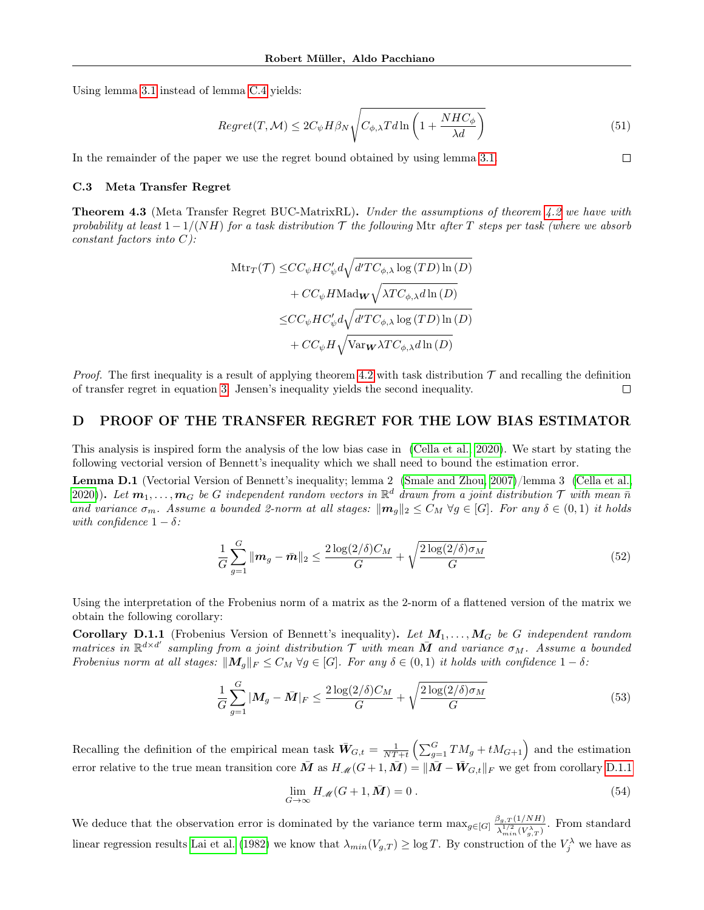Using lemma 3.1 instead of lemma C.4 yields:

$$Regret(T, \mathcal{M}) \leq 2C_\psi H \beta_N \sqrt{C_{\phi,\lambda} T d \ln\left(1 + \frac{NHC_\phi}{\lambda d}\right)} \tag{51}$$

In the remainder of the paper we use the regret bound obtained by using lemma 3.1. □

### C.3 Meta Transfer Regret

**Theorem 4.3** (Meta Transfer Regret BUC-MatrixRL). *Under the assumptions of theorem 4.2 we have with probability at least $1 - 1/(NH)$ for a task distribution $\mathcal{T}$ the following* Mtr *after $T$ steps per task (where we absorb constant factors into $C$):*

$$\begin{aligned}
\text{Mtr}_T(\mathcal{T}) \leq & CC_\psi HC'_\psi d\sqrt{d'TC_{\phi,\lambda}\log(TD)\ln(D)} \\
& + CC_\psi H \text{Mad}_{\boldsymbol{W}} \sqrt{\lambda T C_{\phi,\lambda} d \ln(D)} \\
\leq & CC_\psi HC'_\psi d\sqrt{d'TC_{\phi,\lambda}\log(TD)\ln(D)} \\
& + CC_\psi H \sqrt{\text{Var}_{\boldsymbol{W}} \lambda T C_{\phi,\lambda} d \ln(D)}
\end{aligned}$$

*Proof.* The first inequality is a result of applying theorem 4.2 with task distribution $\mathcal{T}$ and recalling the definition of transfer regret in equation 3. Jensen's inequality yields the second inequality. □

## D PROOF OF THE TRANSFER REGRET FOR THE LOW BIAS ESTIMATOR

This analysis is inspired form the analysis of the low bias case in (Cella et al., 2020). We start by stating the following vectorial version of Bennett's inequality which we shall need to bound the estimation error.

**Lemma D.1** (Vectorial Version of Bennett's inequality; lemma 2 (Smale and Zhou, 2007)/lemma 3 (Cella et al., 2020)). *Let $\boldsymbol{m}_1, \ldots, \boldsymbol{m}_G$ be $G$ independent random vectors in $\mathbb{R}^d$ drawn from a joint distribution $\mathcal{T}$ with mean $\bar{n}$ and variance $\sigma_m$. Assume a bounded 2-norm at all stages: $\|\boldsymbol{m}_g\|_2 \leq C_M \; \forall g \in [G]$. For any $\delta \in (0,1)$ it holds with confidence $1-\delta$:*

$$\frac{1}{G}\sum_{g=1}^{G} \|\boldsymbol{m}_g - \bar{\boldsymbol{m}}\|_2 \leq \frac{2\log(2/\delta)C_M}{G} + \sqrt{\frac{2\log(2/\delta)\sigma_M}{G}} \tag{52}$$

Using the interpretation of the Frobenius norm of a matrix as the 2-norm of a flattened version of the matrix we obtain the following corollary:

**Corollary D.1.1** (Frobenius Version of Bennett's inequality). *Let $\boldsymbol{M}_1, \ldots, \boldsymbol{M}_G$ be $G$ independent random matrices in $\mathbb{R}^{d\times d'}$ sampling from a joint distribution $\mathcal{T}$ with mean $\bar{\boldsymbol{M}}$ and variance $\sigma_M$. Assume a bounded Frobenius norm at all stages: $\|\boldsymbol{M}_g\|_F \leq C_M \; \forall g \in [G]$. For any $\delta \in (0,1)$ it holds with confidence $1-\delta$:*

$$\frac{1}{G}\sum_{g=1}^{G} |\boldsymbol{M}_g - \bar{\boldsymbol{M}}|_F \leq \frac{2\log(2/\delta)C_M}{G} + \sqrt{\frac{2\log(2/\delta)\sigma_M}{G}} \tag{53}$$

Recalling the definition of the empirical mean task $\bar{\boldsymbol{W}}_{G,t} = \frac{1}{NT+t}\left(\sum_{g=1}^{G} TM_g + tM_{G+1}\right)$ and the estimation error relative to the true mean transition core $\bar{\boldsymbol{M}}$ as $H_{\mathscr{M}}(G+1, \bar{\boldsymbol{M}}) = \|\bar{\boldsymbol{M}} - \bar{\boldsymbol{W}}_{G,t}\|_F$ we get from corollary D.1.1

$$\lim_{G\to\infty} H_{\mathscr{M}}(G+1, \bar{\boldsymbol{M}}) = 0\,. \tag{54}$$

We deduce that the observation error is dominated by the variance term $\max_{g\in[G]} \frac{\beta_{g,T}(1/NH)}{\lambda^{1/2}_{min}(V^\lambda_{g,T})}$. From standard linear regression results Lai et al. (1982) we know that $\lambda_{min}(V_{g,T}) \geq \log T$. By construction of the $V^\lambda_j$ we have as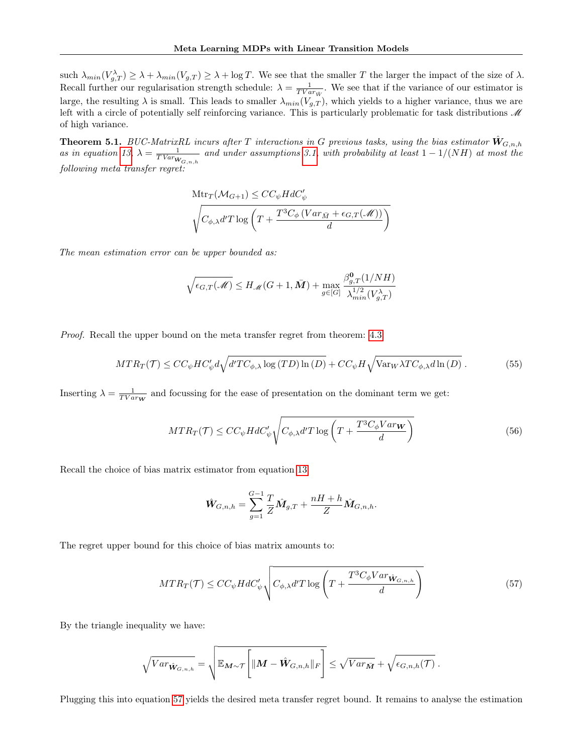such $\lambda_{min}(V_{g,T}^{\lambda}) \geq \lambda + \lambda_{min}(V_{g,T}) \geq \lambda + \log T$. We see that the smaller $T$ the larger the impact of the size of $\lambda$. Recall further our regularisation strength schedule: $\lambda = \frac{1}{T Var_{\bar{W}}}$. We see that if the variance of our estimator is large, the resulting $\lambda$ is small. This leads to smaller $\lambda_{min}(V_{g,T})$, which yields to a higher variance, thus we are left with a circle of potentially self reinforcing variance. This is particularly problematic for task distributions $\mathscr{M}$ of high variance.

**Theorem 5.1.** *BUC-MatrixRL incurs after $T$ interactions in $G$ previous tasks, using the bias estimator $\hat{\boldsymbol{W}}_{G,n,h}$ as in equation 13, $\lambda = \frac{1}{T Var_{\boldsymbol{W}_{G,n,h}}}$ and under assumptions 3.1, with probability at least $1 - 1/(NH)$ at most the following meta transfer regret:*

$$\mathrm{Mtr}_T(\mathcal{M}_{G+1}) \leq CC_{\psi} H d C_{\psi}' \sqrt{C_{\phi,\lambda} d' T \log\left(T + \frac{T^3 C_{\phi}\left(Var_{\bar{M}} + \epsilon_{G,T}(\mathscr{M})\right)}{d}\right)}$$

*The mean estimation error can be upper bounded as:*

$$\sqrt{\epsilon_{G,T}(\mathscr{M})} \leq H_{\mathscr{M}}(G+1, \bar{\boldsymbol{M}}) + \max_{g \in [G]} \frac{\beta_{g,T}^{\boldsymbol{0}}(1/NH)}{\lambda_{min}^{1/2}(V_{g,T}^{\lambda})}$$

*Proof.* Recall the upper bound on the meta transfer regret from theorem: 4.3

$$MTR_T(\mathcal{T}) \leq CC_{\psi} H C_{\psi}' d \sqrt{d' T C_{\phi,\lambda} \log(TD) \ln(D)} + CC_{\psi} H \sqrt{\mathrm{Var}_W \lambda T C_{\phi,\lambda} d \ln(D)}\,. \tag{55}$$

Inserting $\lambda = \frac{1}{T Var_{\boldsymbol{W}}}$ and focussing for the ease of presentation on the dominant term we get:

$$MTR_T(\mathcal{T}) \leq CC_{\psi} H d C_{\psi}' \sqrt{C_{\phi,\lambda} d' T \log\left(T + \frac{T^3 C_{\phi} Var_{\boldsymbol{W}}}{d}\right)} \tag{56}$$

Recall the choice of bias matrix estimator from equation 13

$$\hat{\boldsymbol{W}}_{G,n,h} = \sum_{g=1}^{G-1} \frac{T}{Z} \hat{\boldsymbol{M}}_{g,T} + \frac{nH + h}{Z} \hat{\boldsymbol{M}}_{G,n,h}.$$

The regret upper bound for this choice of bias matrix amounts to:

$$MTR_T(\mathcal{T}) \leq CC_{\psi} H d C_{\psi}' \sqrt{C_{\phi,\lambda} d' T \log\left(T + \frac{T^3 C_{\phi} Var_{\hat{\boldsymbol{W}}_{G,n,h}}}{d}\right)} \tag{57}$$

By the triangle inequality we have:

$$\sqrt{Var_{\hat{\boldsymbol{W}}_{G,n,h}}} = \sqrt{\mathbb{E}_{\boldsymbol{M} \sim \mathcal{T}}\left[\|\boldsymbol{M} - \hat{\boldsymbol{W}}_{G,n,h}\|_F\right]} \leq \sqrt{Var_{\bar{\boldsymbol{M}}}} + \sqrt{\epsilon_{G,n,h}(\mathcal{T})}\,.$$

Plugging this into equation 57 yields the desired meta transfer regret bound. It remains to analyse the estimation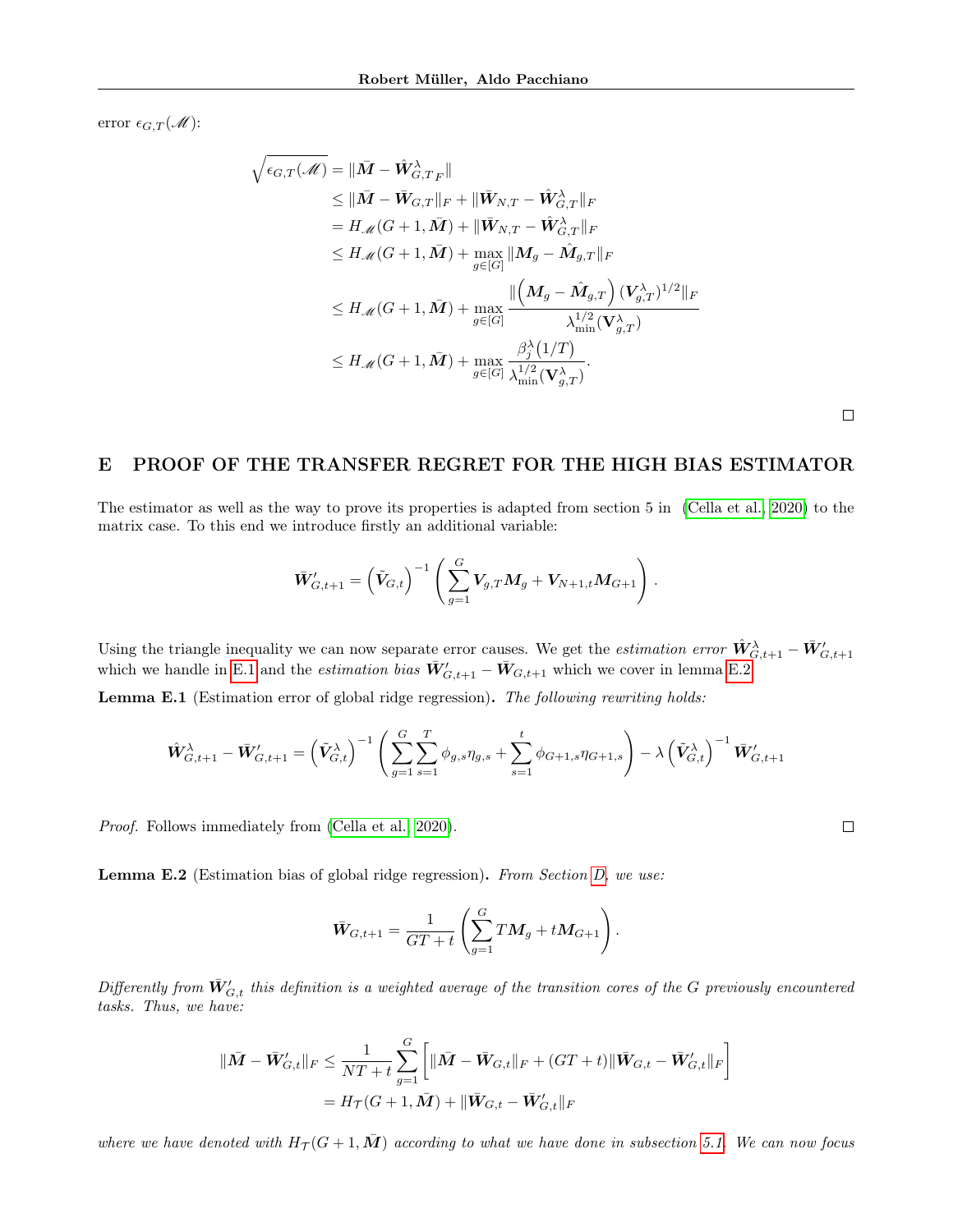error $\epsilon_{G,T}(\mathscr{M})$:

$$
\begin{aligned}
\sqrt{\epsilon_{G,T}(\mathscr{M})} &= \|\bar{\boldsymbol{M}} - \hat{\boldsymbol{W}}^{\lambda}_{G,T\,F}\| \\
&\leq \|\bar{\boldsymbol{M}} - \bar{\boldsymbol{W}}_{G,T}\|_F + \|\bar{\boldsymbol{W}}_{N,T} - \hat{\boldsymbol{W}}^{\lambda}_{G,T}\|_F \\
&= H_{\mathscr{M}}(G+1, \bar{\boldsymbol{M}}) + \|\bar{\boldsymbol{W}}_{N,T} - \hat{\boldsymbol{W}}^{\lambda}_{G,T}\|_F \\
&\leq H_{\mathscr{M}}(G+1, \bar{\boldsymbol{M}}) + \max_{g \in [G]} \|\boldsymbol{M}_g - \hat{\boldsymbol{M}}_{g,T}\|_F \\
&\leq H_{\mathscr{M}}(G+1, \bar{\boldsymbol{M}}) + \max_{g \in [G]} \frac{\|\left(\boldsymbol{M}_g - \hat{\boldsymbol{M}}_{g,T}\right)(\boldsymbol{V}^{\lambda}_{g,T})^{1/2}\|_F}{\lambda^{1/2}_{\min}(\mathbf{V}^{\lambda}_{g,T})} \\
&\leq H_{\mathscr{M}}(G+1, \bar{\boldsymbol{M}}) + \max_{g \in [G]} \frac{\beta^{\lambda}_{j}(1/T)}{\lambda^{1/2}_{\min}(\mathbf{V}^{\lambda}_{g,T})}.
\end{aligned}
$$

□

# E PROOF OF THE TRANSFER REGRET FOR THE HIGH BIAS ESTIMATOR

The estimator as well as the way to prove its properties is adapted from section 5 in (Cella et al., 2020) to the matrix case. To this end we introduce firstly an additional variable:

$$
\bar{\boldsymbol{W}}'_{G,t+1} = \left(\tilde{\boldsymbol{V}}_{G,t}\right)^{-1}\left(\sum_{g=1}^{G} \boldsymbol{V}_{g,T}\boldsymbol{M}_g + \boldsymbol{V}_{N+1,t}\boldsymbol{M}_{G+1}\right).
$$

Using the triangle inequality we can now separate error causes. We get the *estimation error* $\hat{\boldsymbol{W}}^{\lambda}_{G,t+1} - \bar{\boldsymbol{W}}'_{G,t+1}$ which we handle in E.1 and the *estimation bias* $\bar{\boldsymbol{W}}'_{G,t+1} - \bar{\boldsymbol{W}}_{G,t+1}$ which we cover in lemma E.2.

**Lemma E.1** (Estimation error of global ridge regression)**.** *The following rewriting holds:*

$$
\hat{\boldsymbol{W}}^{\lambda}_{G,t+1} - \bar{\boldsymbol{W}}'_{G,t+1} = \left(\tilde{\boldsymbol{V}}^{\lambda}_{G,t}\right)^{-1}\left(\sum_{g=1}^{G}\sum_{s=1}^{T}\phi_{g,s}\eta_{g,s} + \sum_{s=1}^{t}\phi_{G+1,s}\eta_{G+1,s}\right) - \lambda\left(\tilde{\boldsymbol{V}}^{\lambda}_{G,t}\right)^{-1}\bar{\boldsymbol{W}}'_{G,t+1}
$$

*Proof.* Follows immediately from (Cella et al., 2020). □

**Lemma E.2** (Estimation bias of global ridge regression)**.** *From Section D, we use:*

$$
\bar{\boldsymbol{W}}_{G,t+1} = \frac{1}{GT+t}\left(\sum_{g=1}^{G} T\boldsymbol{M}_g + t\boldsymbol{M}_{G+1}\right).
$$

*Differently from $\bar{\boldsymbol{W}}'_{G,t}$ this definition is a weighted average of the transition cores of the $G$ previously encountered tasks. Thus, we have:*

$$
\begin{aligned}
\|\bar{\boldsymbol{M}} - \bar{\boldsymbol{W}}'_{G,t}\|_F &\leq \frac{1}{NT+t}\sum_{g=1}^{G}\left[\|\bar{\boldsymbol{M}} - \bar{\boldsymbol{W}}_{G,t}\|_F + (GT+t)\|\bar{\boldsymbol{W}}_{G,t} - \bar{\boldsymbol{W}}'_{G,t}\|_F\right] \\
&= H_{\mathcal{T}}(G+1, \bar{\boldsymbol{M}}) + \|\bar{\boldsymbol{W}}_{G,t} - \bar{\boldsymbol{W}}'_{G,t}\|_F
\end{aligned}
$$

*where we have denoted with $H_{\mathcal{T}}(G+1, \bar{\boldsymbol{M}})$ according to what we have done in subsection 5.1. We can now focus*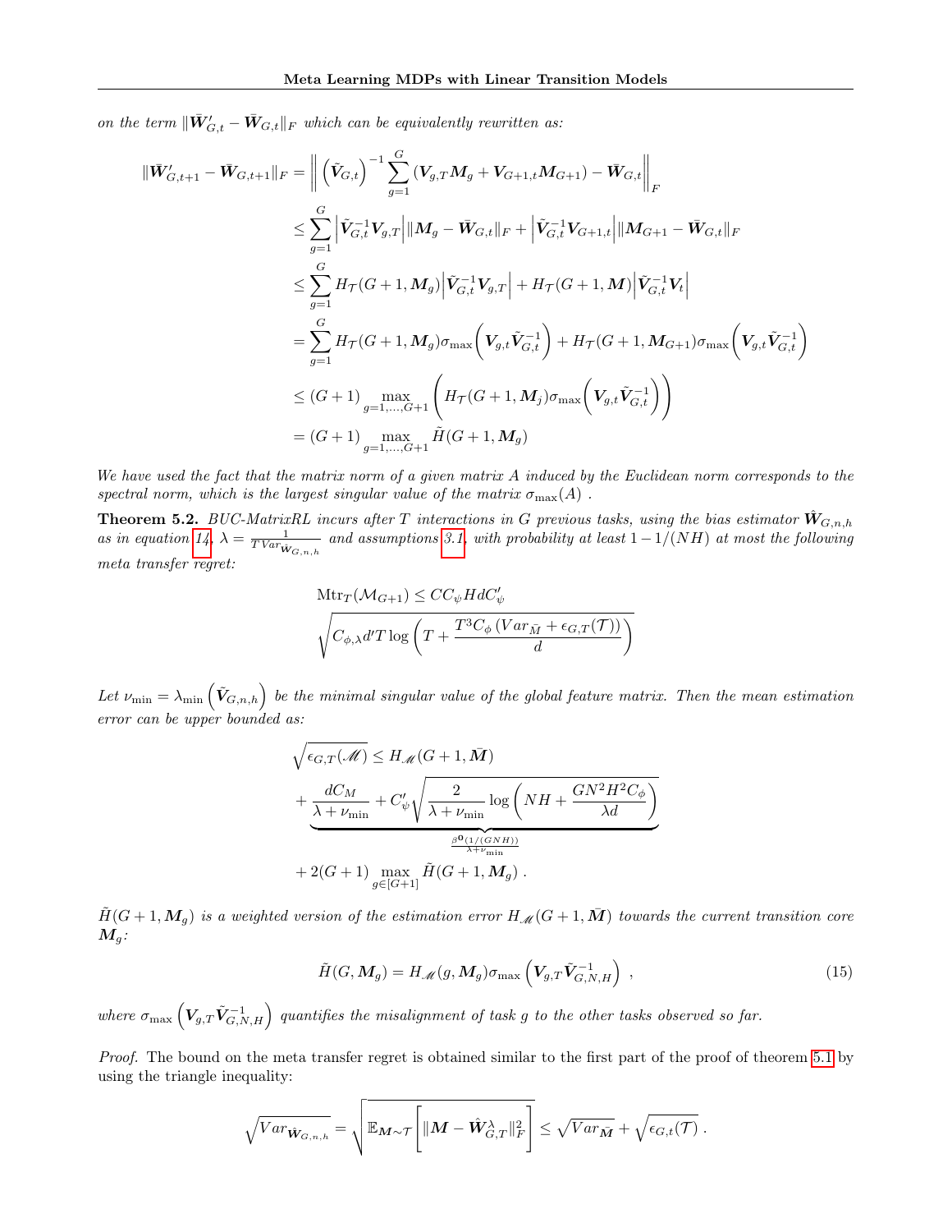*on the term* $\|\bar{\boldsymbol{W}}'_{G,t} - \bar{\boldsymbol{W}}_{G,t}\|_F$ *which can be equivalently rewritten as:*

$$
\begin{aligned}
\|\bar{\boldsymbol{W}}'_{G,t+1} - \bar{\boldsymbol{W}}_{G,t+1}\|_F &= \left\| \left(\tilde{\boldsymbol{V}}_{G,t}\right)^{-1} \sum_{g=1}^{G} \left(\boldsymbol{V}_{g,T}\boldsymbol{M}_g + \boldsymbol{V}_{G+1,t}\boldsymbol{M}_{G+1}\right) - \bar{\boldsymbol{W}}_{G,t} \right\|_F \\
&\leq \sum_{g=1}^{G} \left|\tilde{\boldsymbol{V}}_{G,t}^{-1}\boldsymbol{V}_{g,T}\right| \|\boldsymbol{M}_g - \bar{\boldsymbol{W}}_{G,t}\|_F + \left|\tilde{\boldsymbol{V}}_{G,t}^{-1}\boldsymbol{V}_{G+1,t}\right| \|\boldsymbol{M}_{G+1} - \bar{\boldsymbol{W}}_{G,t}\|_F \\
&\leq \sum_{g=1}^{G} H_{\mathcal{T}}(G+1, \boldsymbol{M}_g)\left|\tilde{\boldsymbol{V}}_{G,t}^{-1}\boldsymbol{V}_{g,T}\right| + H_{\mathcal{T}}(G+1, \boldsymbol{M})\left|\tilde{\boldsymbol{V}}_{G,t}^{-1}\boldsymbol{V}_{t}\right| \\
&= \sum_{g=1}^{G} H_{\mathcal{T}}(G+1, \boldsymbol{M}_g)\sigma_{\max}\left(\boldsymbol{V}_{g,t}\tilde{\boldsymbol{V}}_{G,t}^{-1}\right) + H_{\mathcal{T}}(G+1, \boldsymbol{M}_{G+1})\sigma_{\max}\left(\boldsymbol{V}_{g,t}\tilde{\boldsymbol{V}}_{G,t}^{-1}\right) \\
&\leq (G+1) \max_{g=1,\dots,G+1} \left( H_{\mathcal{T}}(G+1, \boldsymbol{M}_j)\sigma_{\max}\left(\boldsymbol{V}_{g,t}\tilde{\boldsymbol{V}}_{G,t}^{-1}\right)\right) \\
&= (G+1) \max_{g=1,\dots,G+1} \tilde{H}(G+1, \boldsymbol{M}_g)
\end{aligned}
$$

*We have used the fact that the matrix norm of a given matrix A induced by the Euclidean norm corresponds to the spectral norm, which is the largest singular value of the matrix* $\sigma_{\max}(A)$ *.*

**Theorem 5.2.** *BUC-MatrixRL incurs after T interactions in G previous tasks, using the bias estimator* $\hat{\boldsymbol{W}}_{G,n,h}$ *as in equation 14,* $\lambda = \frac{1}{T\,Var_{\hat{\boldsymbol{W}}_{G,n,h}}}$ *and assumptions 3.1, with probability at least* $1 - 1/(NH)$ *at most the following meta transfer regret:*

$$
\mathrm{Mtr}_T(\mathcal{M}_{G+1}) \leq CC_\psi H d C'_\psi \sqrt{C_{\phi,\lambda} d' T \log\left(T + \frac{T^3 C_\phi \left(Var_{\bar{M}} + \epsilon_{G,T}(\mathcal{T})\right)}{d}\right)}
$$

*Let* $\nu_{\min} = \lambda_{\min}\left(\tilde{\boldsymbol{V}}_{G,n,h}\right)$ *be the minimal singular value of the global feature matrix. Then the mean estimation error can be upper bounded as:*

$$
\begin{aligned}
\sqrt{\epsilon_{G,T}(\mathscr{M})} &\leq H_{\mathscr{M}}(G+1, \bar{\boldsymbol{M}}) \\
&+ \underbrace{\frac{dC_M}{\lambda + \nu_{\min}} + C'_\psi \sqrt{\frac{2}{\lambda + \nu_{\min}} \log\left(NH + \frac{GN^2H^2C_\phi}{\lambda d}\right)}}_{\frac{\beta^{\mathbf{0}}(1/(GNH))}{\lambda + \nu_{\min}}} \\
&+ 2(G+1) \max_{g \in [G+1]} \tilde{H}(G+1, \boldsymbol{M}_g)\ .
\end{aligned}
$$

$\tilde{H}(G+1, \boldsymbol{M}_g)$ *is a weighted version of the estimation error* $H_{\mathscr{M}}(G+1, \bar{\boldsymbol{M}})$ *towards the current transition core* $\boldsymbol{M}_g$*:*

$$
\tilde{H}(G, \boldsymbol{M}_g) = H_{\mathscr{M}}(g, \boldsymbol{M}_g)\sigma_{\max}\left(\boldsymbol{V}_{g,T}\tilde{\boldsymbol{V}}_{G,N,H}^{-1}\right)\ , \tag{15}
$$

*where* $\sigma_{\max}\left(\boldsymbol{V}_{g,T}\tilde{\boldsymbol{V}}_{G,N,H}^{-1}\right)$ *quantifies the misalignment of task g to the other tasks observed so far.*

*Proof.* The bound on the meta transfer regret is obtained similar to the first part of the proof of theorem 5.1 by using the triangle inequality:

$$
\sqrt{Var_{\hat{\boldsymbol{W}}_{G,n,h}}} = \sqrt{\mathbb{E}_{\boldsymbol{M}\sim\mathcal{T}}\left[\|\boldsymbol{M} - \hat{\boldsymbol{W}}^{\lambda}_{G,T}\|_F^2\right]} \leq \sqrt{Var_{\bar{\boldsymbol{M}}}} + \sqrt{\epsilon_{G,t}(\mathcal{T})}\ .
$$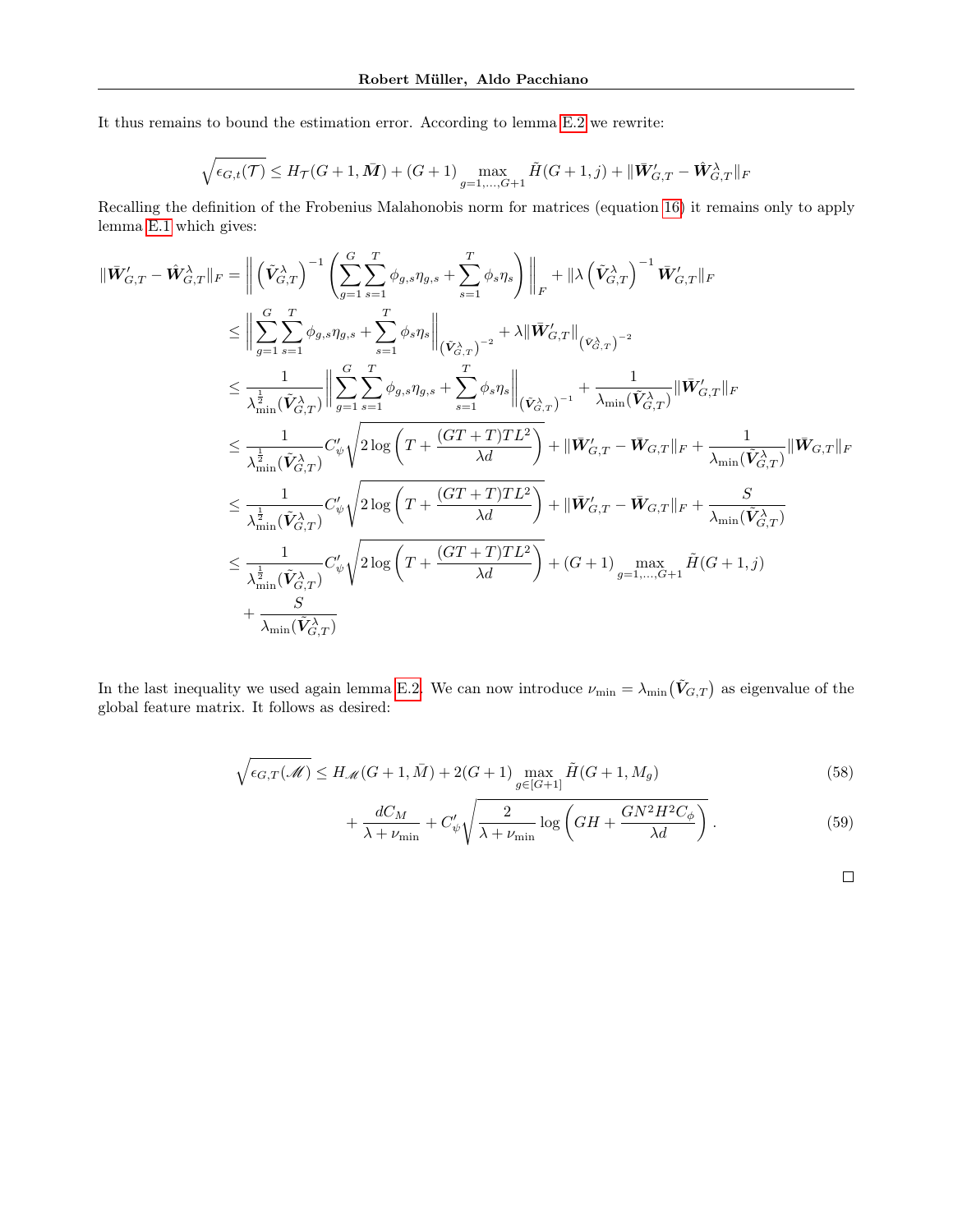It thus remains to bound the estimation error. According to lemma E.2 we rewrite:

$$\sqrt{\epsilon_{G,t}(\mathcal{T})} \leq H_{\mathcal{T}}(G+1, \bar{\boldsymbol{M}}) + (G+1) \max_{g=1,\ldots,G+1} \tilde{H}(G+1,j) + \|\bar{\boldsymbol{W}}'_{G,T} - \hat{\boldsymbol{W}}^{\lambda}_{G,T}\|_F$$

Recalling the definition of the Frobenius Malahonobis norm for matrices (equation 16) it remains only to apply lemma E.1 which gives:

$$\begin{aligned}
\|\bar{\boldsymbol{W}}'_{G,T} - \hat{\boldsymbol{W}}^{\lambda}_{G,T}\|_F &= \left\| \left(\tilde{\boldsymbol{V}}^{\lambda}_{G,T}\right)^{-1} \left( \sum_{g=1}^{G}\sum_{s=1}^{T} \phi_{g,s}\eta_{g,s} + \sum_{s=1}^{T}\phi_s\eta_s \right) \right\|_F + \|\lambda \left(\tilde{\boldsymbol{V}}^{\lambda}_{G,T}\right)^{-1} \bar{\boldsymbol{W}}'_{G,T}\|_F \\
&\leq \left\| \sum_{g=1}^{G}\sum_{s=1}^{T} \phi_{g,s}\eta_{g,s} + \sum_{s=1}^{T}\phi_s\eta_s \right\|_{\left(\tilde{\boldsymbol{V}}^{\lambda}_{G,T}\right)^{-2}} + \lambda \|\bar{\boldsymbol{W}}'_{G,T}\|_{\left(\tilde{\boldsymbol{V}}^{\lambda}_{G,T}\right)^{-2}} \\
&\leq \frac{1}{\lambda^{\frac{1}{2}}_{\min}(\tilde{\boldsymbol{V}}^{\lambda}_{G,T})} \left\| \sum_{g=1}^{G}\sum_{s=1}^{T} \phi_{g,s}\eta_{g,s} + \sum_{s=1}^{T}\phi_s\eta_s \right\|_{\left(\tilde{\boldsymbol{V}}^{\lambda}_{G,T}\right)^{-1}} + \frac{1}{\lambda_{\min}(\tilde{\boldsymbol{V}}^{\lambda}_{G,T})} \|\bar{\boldsymbol{W}}'_{G,T}\|_F \\
&\leq \frac{1}{\lambda^{\frac{1}{2}}_{\min}(\tilde{\boldsymbol{V}}^{\lambda}_{G,T})} C'_{\psi} \sqrt{2\log\left(T + \frac{(GT+T)TL^2}{\lambda d}\right)} + \|\bar{\boldsymbol{W}}'_{G,T} - \bar{\boldsymbol{W}}_{G,T}\|_F + \frac{1}{\lambda_{\min}(\tilde{\boldsymbol{V}}^{\lambda}_{G,T})} \|\bar{\boldsymbol{W}}_{G,T}\|_F \\
&\leq \frac{1}{\lambda^{\frac{1}{2}}_{\min}(\tilde{\boldsymbol{V}}^{\lambda}_{G,T})} C'_{\psi} \sqrt{2\log\left(T + \frac{(GT+T)TL^2}{\lambda d}\right)} + \|\bar{\boldsymbol{W}}'_{G,T} - \bar{\boldsymbol{W}}_{G,T}\|_F + \frac{S}{\lambda_{\min}(\tilde{\boldsymbol{V}}^{\lambda}_{G,T})} \\
&\leq \frac{1}{\lambda^{\frac{1}{2}}_{\min}(\tilde{\boldsymbol{V}}^{\lambda}_{G,T})} C'_{\psi} \sqrt{2\log\left(T + \frac{(GT+T)TL^2}{\lambda d}\right)} + (G+1) \max_{g=1,\ldots,G+1} \tilde{H}(G+1,j) \\
&\quad + \frac{S}{\lambda_{\min}(\tilde{\boldsymbol{V}}^{\lambda}_{G,T})}
\end{aligned}$$

In the last inequality we used again lemma E.2. We can now introduce $\nu_{\min} = \lambda_{\min}(\tilde{\boldsymbol{V}}_{G,T})$ as eigenvalue of the global feature matrix. It follows as desired:

$$\sqrt{\epsilon_{G,T}(\mathscr{M})} \leq H_{\mathscr{M}}(G+1, \bar{M}) + 2(G+1) \max_{g\in[G+1]} \tilde{H}(G+1, M_g) \tag{58}$$

$$+ \frac{dC_M}{\lambda + \nu_{\min}} + C'_{\psi}\sqrt{\frac{2}{\lambda+\nu_{\min}} \log\left(GH + \frac{GN^2H^2C_{\phi}}{\lambda d}\right)}. \tag{59}$$

□